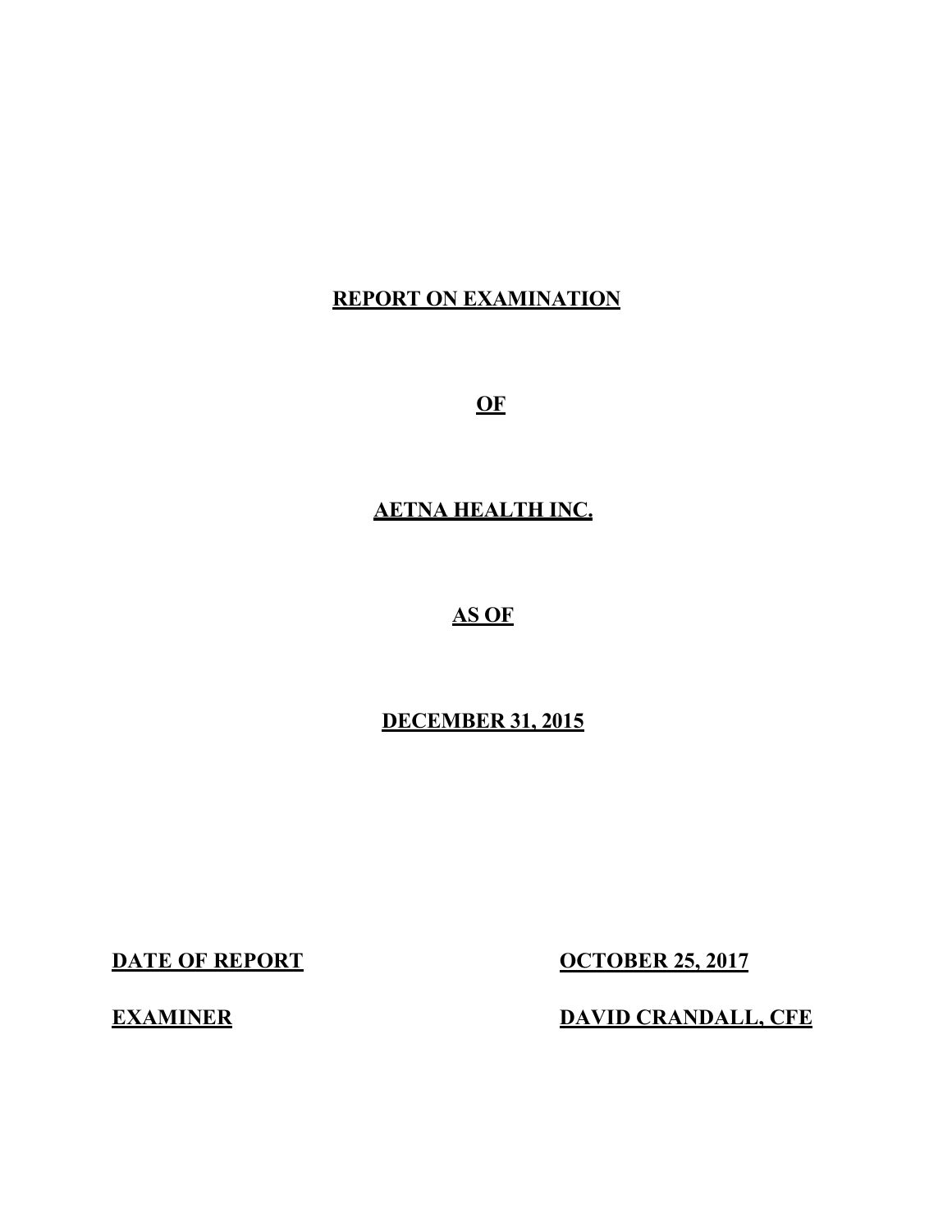# REPORT ON EXAMINATION

# OF

# AETNA HEALTH INC.

# AS OF

# DECEMBER 31, 2015

**DATE OF REPORT** **OCTOBER 25, 2017**

**EXAMINER** **DAVID CRANDALL, CFE**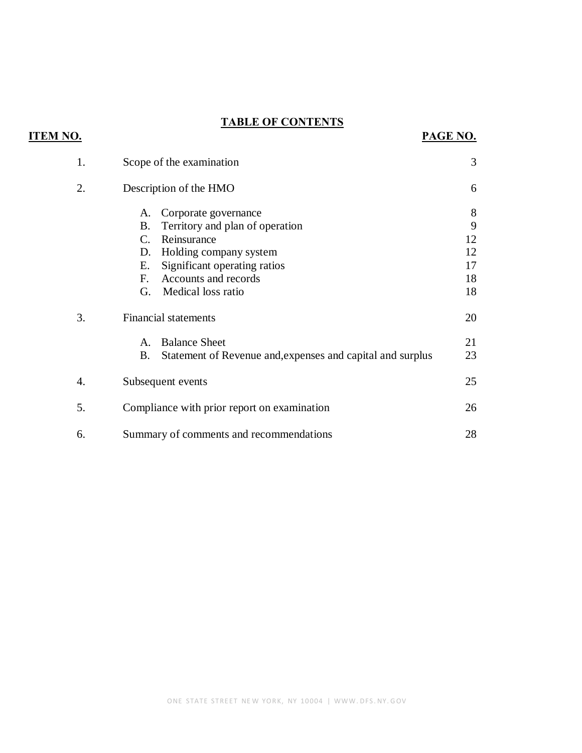## TABLE OF CONTENTS

| ITEM NO. | | PAGE NO. |
|---|---|---|
| 1. | Scope of the examination | 3 |
| 2. | Description of the HMO | 6 |
| | A. Corporate governance | 8 |
| | B. Territory and plan of operation | 9 |
| | C. Reinsurance | 12 |
| | D. Holding company system | 12 |
| | E. Significant operating ratios | 17 |
| | F. Accounts and records | 18 |
| | G. Medical loss ratio | 18 |
| 3. | Financial statements | 20 |
| | A. Balance Sheet | 21 |
| | B. Statement of Revenue and,expenses and capital and surplus | 23 |
| 4. | Subsequent events | 25 |
| 5. | Compliance with prior report on examination | 26 |
| 6. | Summary of comments and recommendations | 28 |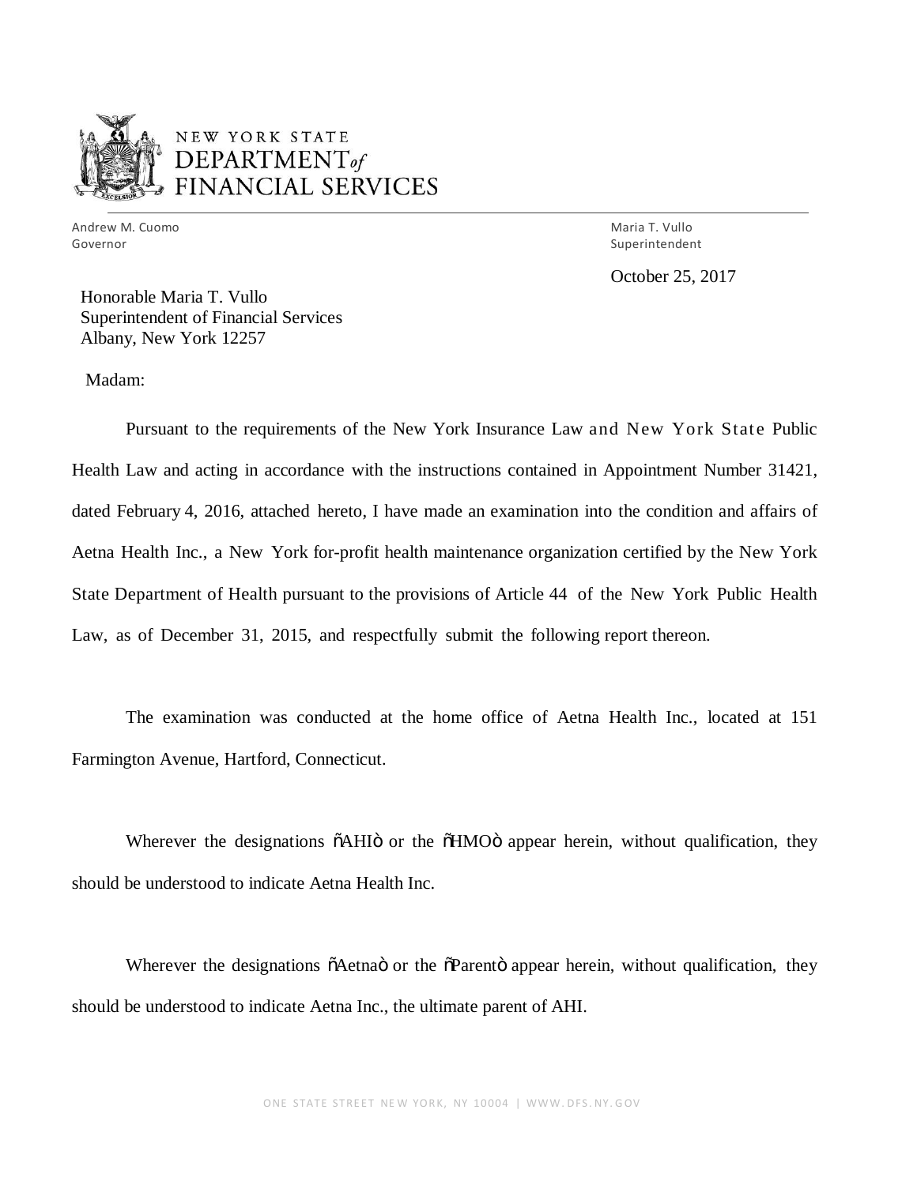NEW YORK STATE
DEPARTMENT *of*
FINANCIAL SERVICES

Andrew M. Cuomo
Governor

Maria T. Vullo
Superintendent

October 25, 2017

Honorable Maria T. Vullo
Superintendent of Financial Services
Albany, New York 12257

Madam:

Pursuant to the requirements of the New York Insurance Law and New York State Public Health Law and acting in accordance with the instructions contained in Appointment Number 31421, dated February 4, 2016, attached hereto, I have made an examination into the condition and affairs of Aetna Health Inc., a New York for-profit health maintenance organization certified by the New York State Department of Health pursuant to the provisions of Article 44 of the New York Public Health Law, as of December 31, 2015, and respectfully submit the following report thereon.

The examination was conducted at the home office of Aetna Health Inc., located at 151 Farmington Avenue, Hartford, Connecticut.

Wherever the designations õAHIö or the õHMOö appear herein, without qualification, they should be understood to indicate Aetna Health Inc.

Wherever the designations õAetnaö or the õParentö appear herein, without qualification, they should be understood to indicate Aetna Inc., the ultimate parent of AHI.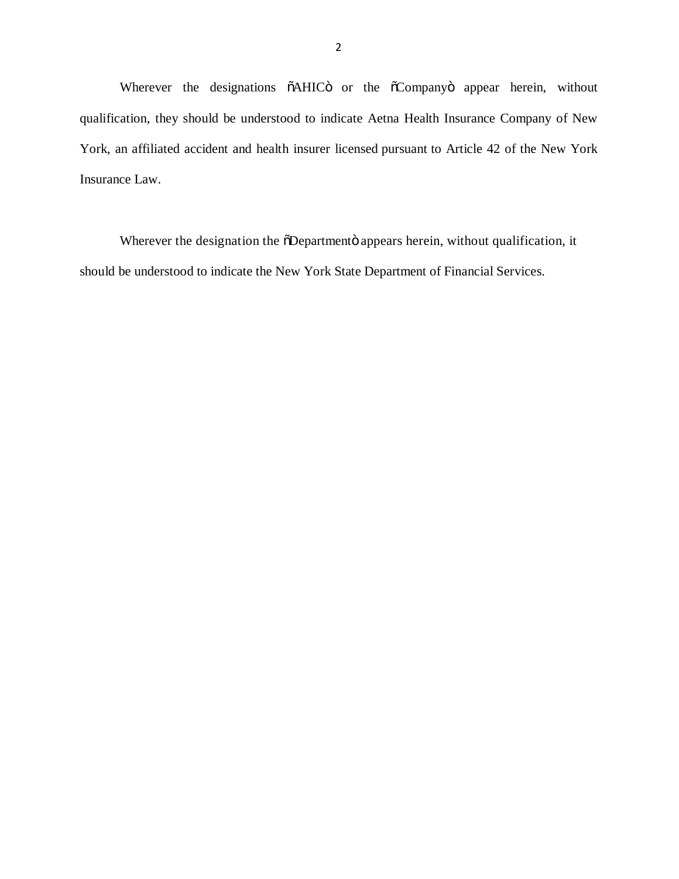Wherever the designations “AHIC” or the “Company” appear herein, without qualification, they should be understood to indicate Aetna Health Insurance Company of New York, an affiliated accident and health insurer licensed pursuant to Article 42 of the New York Insurance Law.

Wherever the designation the “Department” appears herein, without qualification, it should be understood to indicate the New York State Department of Financial Services.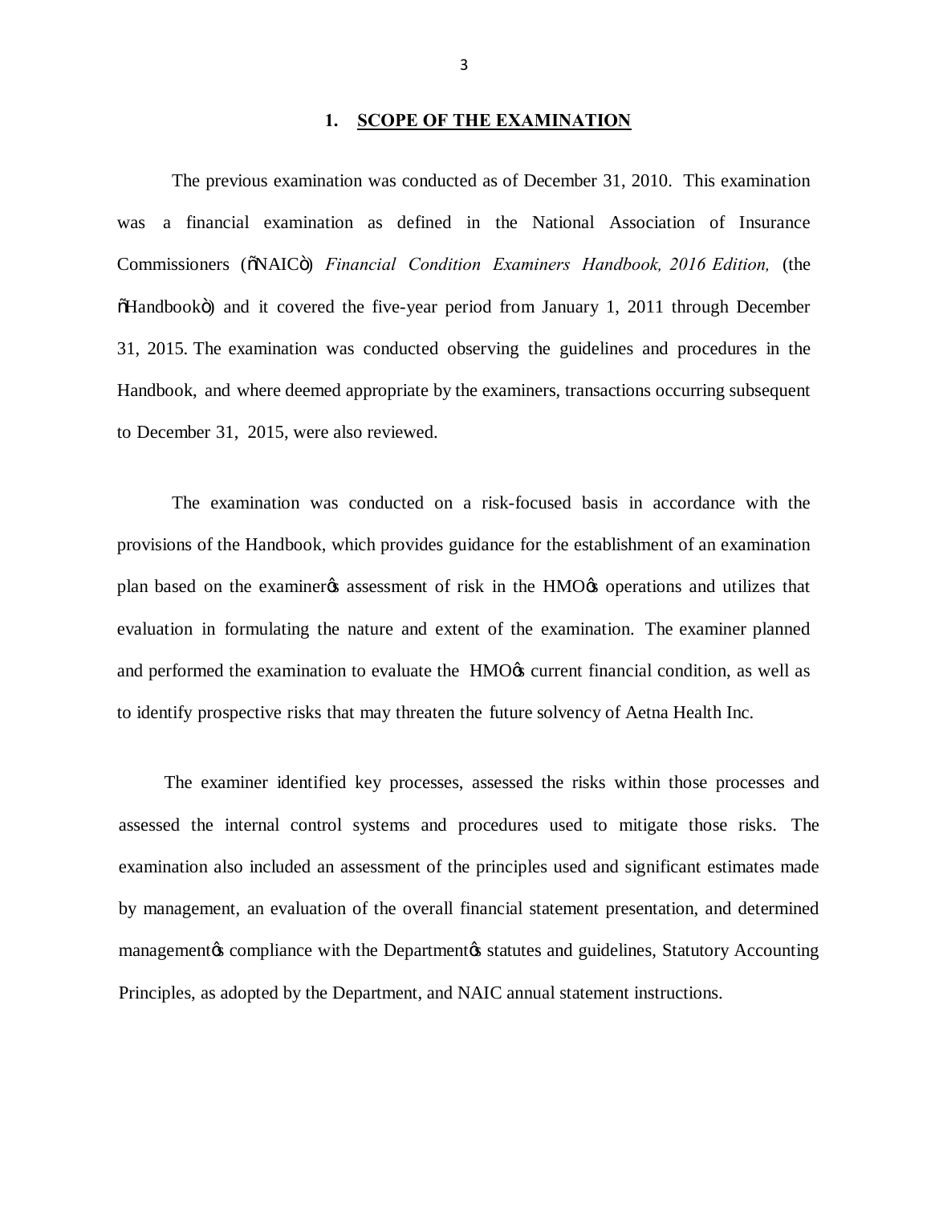## 1. SCOPE OF THE EXAMINATION

The previous examination was conducted as of December 31, 2010. This examination was a financial examination as defined in the National Association of Insurance Commissioners ("NAIC") *Financial Condition Examiners Handbook, 2016 Edition,* (the "Handbook") and it covered the five-year period from January 1, 2011 through December 31, 2015. The examination was conducted observing the guidelines and procedures in the Handbook, and where deemed appropriate by the examiners, transactions occurring subsequent to December 31, 2015, were also reviewed.

The examination was conducted on a risk-focused basis in accordance with the provisions of the Handbook, which provides guidance for the establishment of an examination plan based on the examiner's assessment of risk in the HMO's operations and utilizes that evaluation in formulating the nature and extent of the examination. The examiner planned and performed the examination to evaluate the HMO's current financial condition, as well as to identify prospective risks that may threaten the future solvency of Aetna Health Inc.

The examiner identified key processes, assessed the risks within those processes and assessed the internal control systems and procedures used to mitigate those risks. The examination also included an assessment of the principles used and significant estimates made by management, an evaluation of the overall financial statement presentation, and determined management's compliance with the Department's statutes and guidelines, Statutory Accounting Principles, as adopted by the Department, and NAIC annual statement instructions.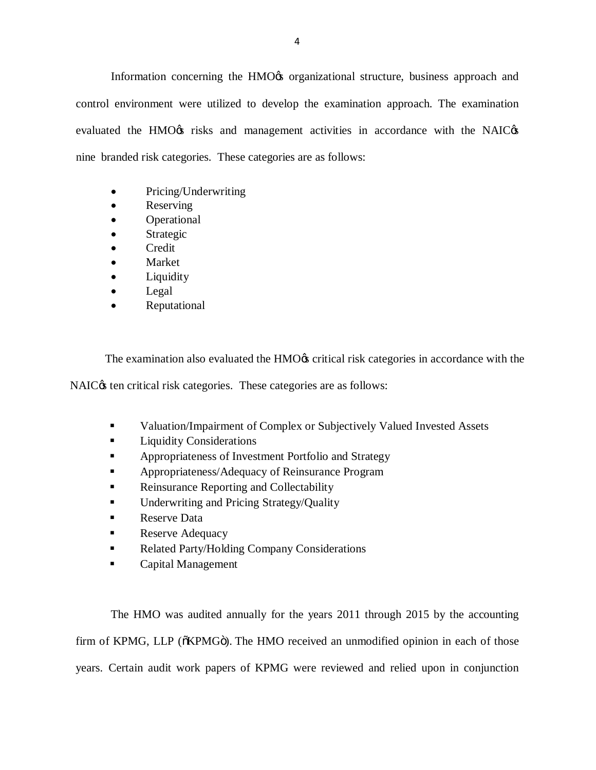Information concerning the HMO's organizational structure, business approach and control environment were utilized to develop the examination approach. The examination evaluated the HMO's risks and management activities in accordance with the NAIC's nine branded risk categories. These categories are as follows:

- Pricing/Underwriting
- Reserving
- Operational
- Strategic
- Credit
- Market
- Liquidity
- Legal
- Reputational

The examination also evaluated the HMO's critical risk categories in accordance with the NAIC's ten critical risk categories. These categories are as follows:

- Valuation/Impairment of Complex or Subjectively Valued Invested Assets
- Liquidity Considerations
- Appropriateness of Investment Portfolio and Strategy
- Appropriateness/Adequacy of Reinsurance Program
- Reinsurance Reporting and Collectability
- Underwriting and Pricing Strategy/Quality
- Reserve Data
- Reserve Adequacy
- Related Party/Holding Company Considerations
- Capital Management

The HMO was audited annually for the years 2011 through 2015 by the accounting firm of KPMG, LLP ("KPMG"). The HMO received an unmodified opinion in each of those years. Certain audit work papers of KPMG were reviewed and relied upon in conjunction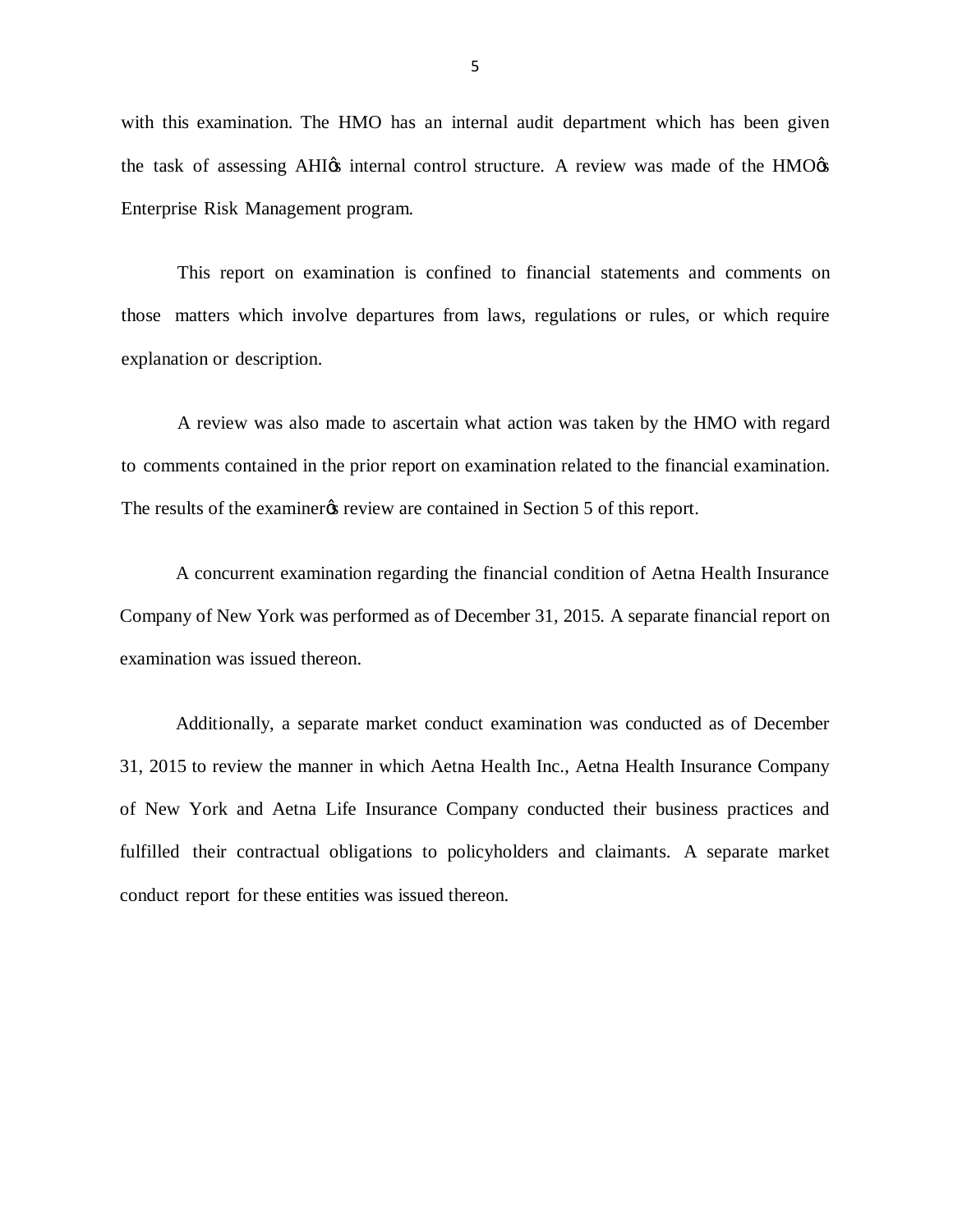with this examination. The HMO has an internal audit department which has been given the task of assessing AHI's internal control structure. A review was made of the HMO's Enterprise Risk Management program.

This report on examination is confined to financial statements and comments on those matters which involve departures from laws, regulations or rules, or which require explanation or description.

A review was also made to ascertain what action was taken by the HMO with regard to comments contained in the prior report on examination related to the financial examination. The results of the examiner's review are contained in Section 5 of this report.

A concurrent examination regarding the financial condition of Aetna Health Insurance Company of New York was performed as of December 31, 2015. A separate financial report on examination was issued thereon.

Additionally, a separate market conduct examination was conducted as of December 31, 2015 to review the manner in which Aetna Health Inc., Aetna Health Insurance Company of New York and Aetna Life Insurance Company conducted their business practices and fulfilled their contractual obligations to policyholders and claimants. A separate market conduct report for these entities was issued thereon.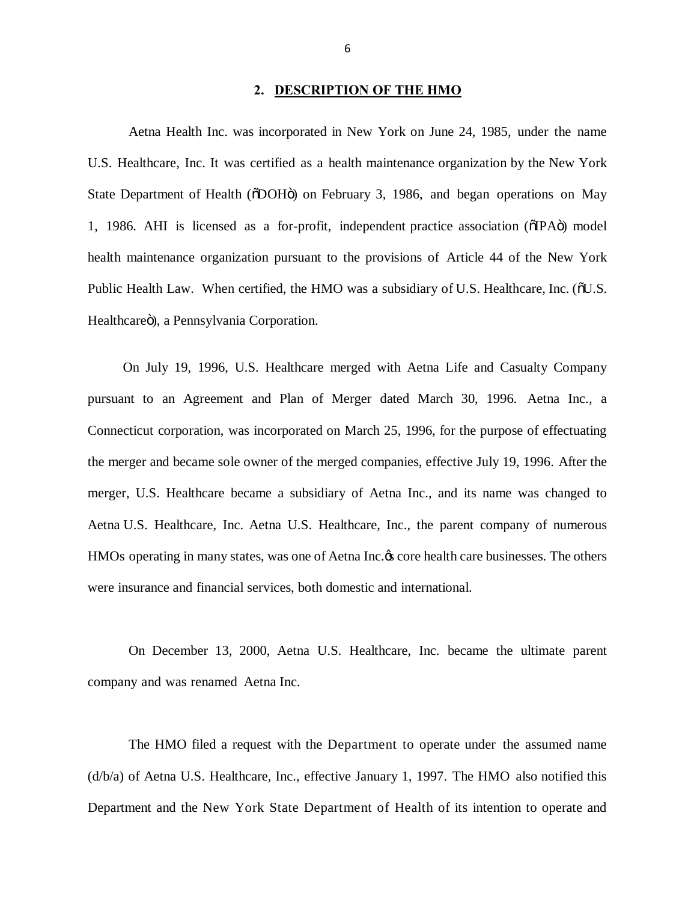## 2. DESCRIPTION OF THE HMO

Aetna Health Inc. was incorporated in New York on June 24, 1985, under the name U.S. Healthcare, Inc. It was certified as a health maintenance organization by the New York State Department of Health ("DOH") on February 3, 1986, and began operations on May 1, 1986. AHI is licensed as a for-profit, independent practice association ("IPA") model health maintenance organization pursuant to the provisions of Article 44 of the New York Public Health Law. When certified, the HMO was a subsidiary of U.S. Healthcare, Inc. ("U.S. Healthcare"), a Pennsylvania Corporation.

On July 19, 1996, U.S. Healthcare merged with Aetna Life and Casualty Company pursuant to an Agreement and Plan of Merger dated March 30, 1996. Aetna Inc., a Connecticut corporation, was incorporated on March 25, 1996, for the purpose of effectuating the merger and became sole owner of the merged companies, effective July 19, 1996. After the merger, U.S. Healthcare became a subsidiary of Aetna Inc., and its name was changed to Aetna U.S. Healthcare, Inc. Aetna U.S. Healthcare, Inc., the parent company of numerous HMOs operating in many states, was one of Aetna Inc.'s core health care businesses. The others were insurance and financial services, both domestic and international.

On December 13, 2000, Aetna U.S. Healthcare, Inc. became the ultimate parent company and was renamed Aetna Inc.

The HMO filed a request with the Department to operate under the assumed name (d/b/a) of Aetna U.S. Healthcare, Inc., effective January 1, 1997. The HMO also notified this Department and the New York State Department of Health of its intention to operate and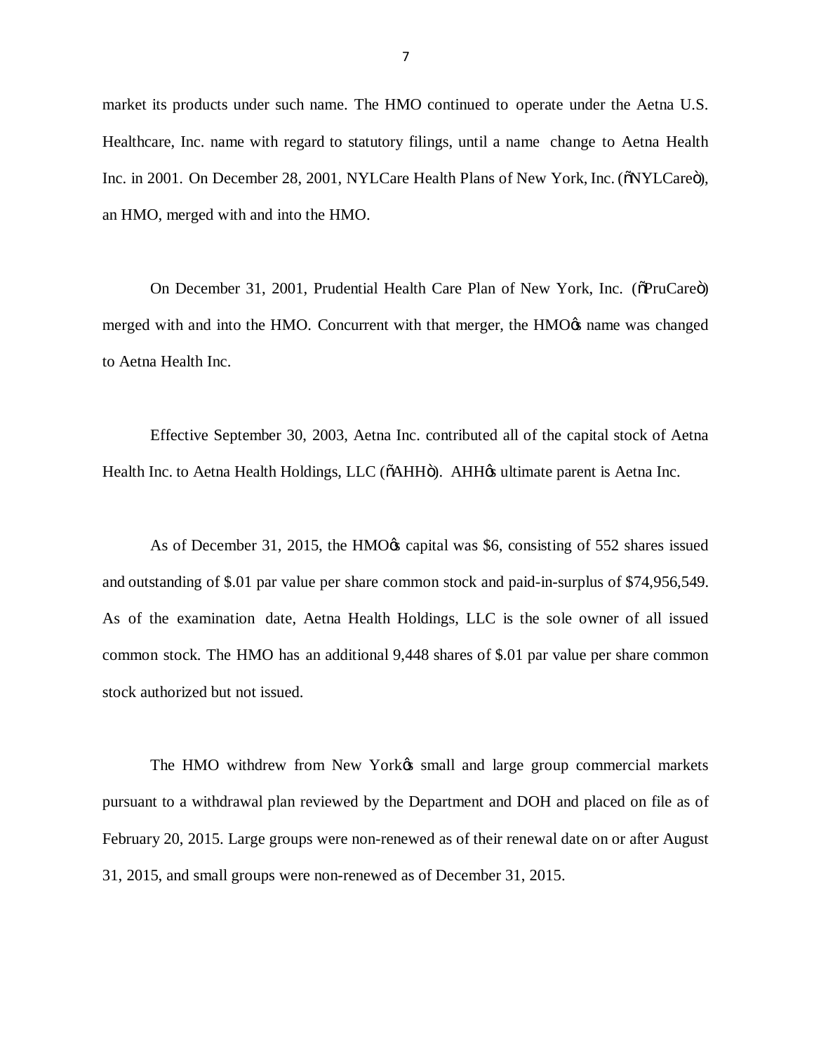market its products under such name. The HMO continued to operate under the Aetna U.S. Healthcare, Inc. name with regard to statutory filings, until a name change to Aetna Health Inc. in 2001. On December 28, 2001, NYLCare Health Plans of New York, Inc. ("NYLCare"), an HMO, merged with and into the HMO.

On December 31, 2001, Prudential Health Care Plan of New York, Inc. ("PruCare") merged with and into the HMO. Concurrent with that merger, the HMO's name was changed to Aetna Health Inc.

Effective September 30, 2003, Aetna Inc. contributed all of the capital stock of Aetna Health Inc. to Aetna Health Holdings, LLC ("AHH"). AHH's ultimate parent is Aetna Inc.

As of December 31, 2015, the HMO's capital was $6, consisting of 552 shares issued and outstanding of $.01 par value per share common stock and paid-in-surplus of $74,956,549. As of the examination date, Aetna Health Holdings, LLC is the sole owner of all issued common stock. The HMO has an additional 9,448 shares of $.01 par value per share common stock authorized but not issued.

The HMO withdrew from New York's small and large group commercial markets pursuant to a withdrawal plan reviewed by the Department and DOH and placed on file as of February 20, 2015. Large groups were non-renewed as of their renewal date on or after August 31, 2015, and small groups were non-renewed as of December 31, 2015.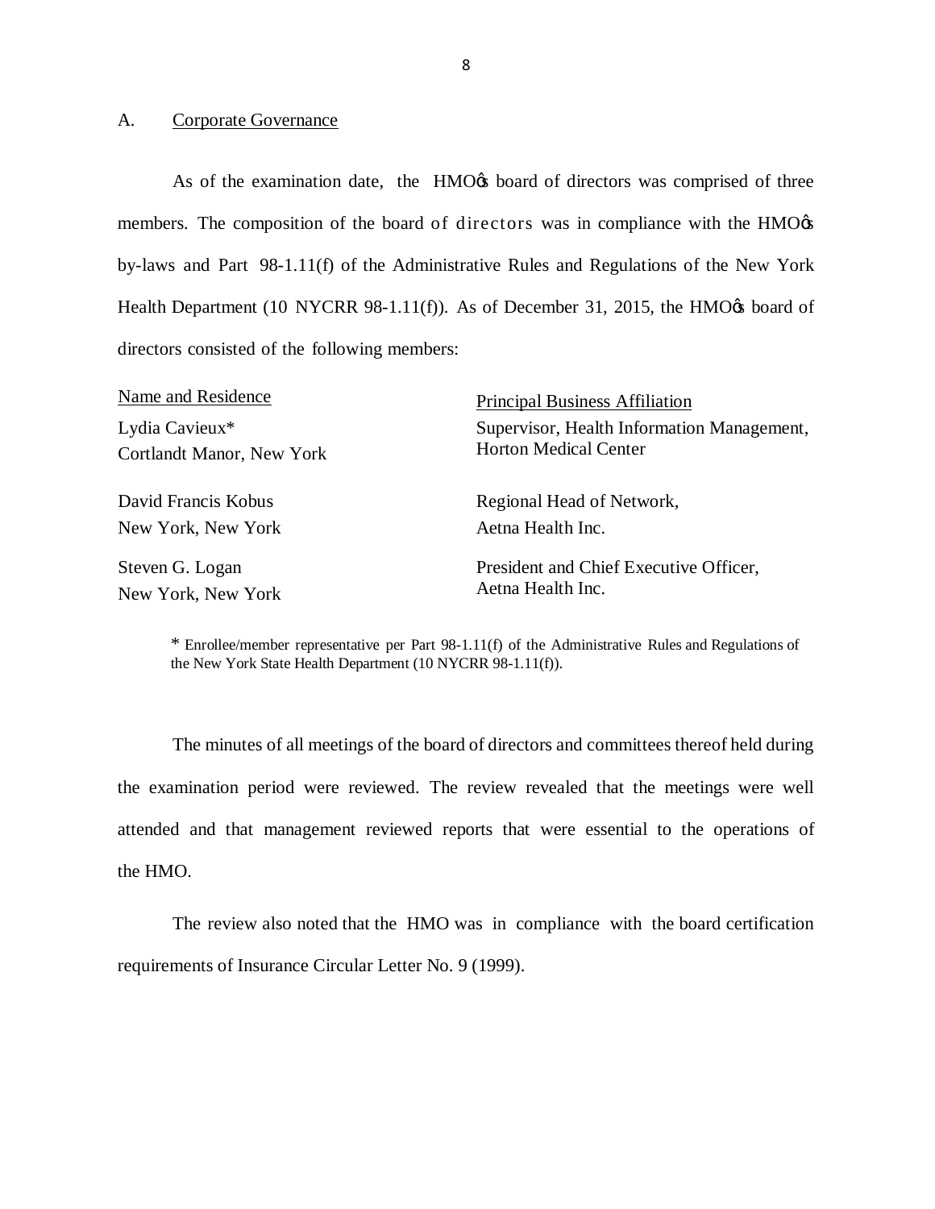## A. Corporate Governance

As of the examination date, the HMO's board of directors was comprised of three members. The composition of the board of directors was in compliance with the HMO's by-laws and Part 98-1.11(f) of the Administrative Rules and Regulations of the New York Health Department (10 NYCRR 98-1.11(f)). As of December 31, 2015, the HMO's board of directors consisted of the following members:

| Name and Residence | Principal Business Affiliation |
|---|---|
| Lydia Cavieux*<br>Cortlandt Manor, New York | Supervisor, Health Information Management,<br>Horton Medical Center |
| David Francis Kobus<br>New York, New York | Regional Head of Network,<br>Aetna Health Inc. |
| Steven G. Logan<br>New York, New York | President and Chief Executive Officer,<br>Aetna Health Inc. |

\* Enrollee/member representative per Part 98-1.11(f) of the Administrative Rules and Regulations of the New York State Health Department (10 NYCRR 98-1.11(f)).

The minutes of all meetings of the board of directors and committees thereof held during the examination period were reviewed. The review revealed that the meetings were well attended and that management reviewed reports that were essential to the operations of the HMO.

The review also noted that the HMO was in compliance with the board certification requirements of Insurance Circular Letter No. 9 (1999).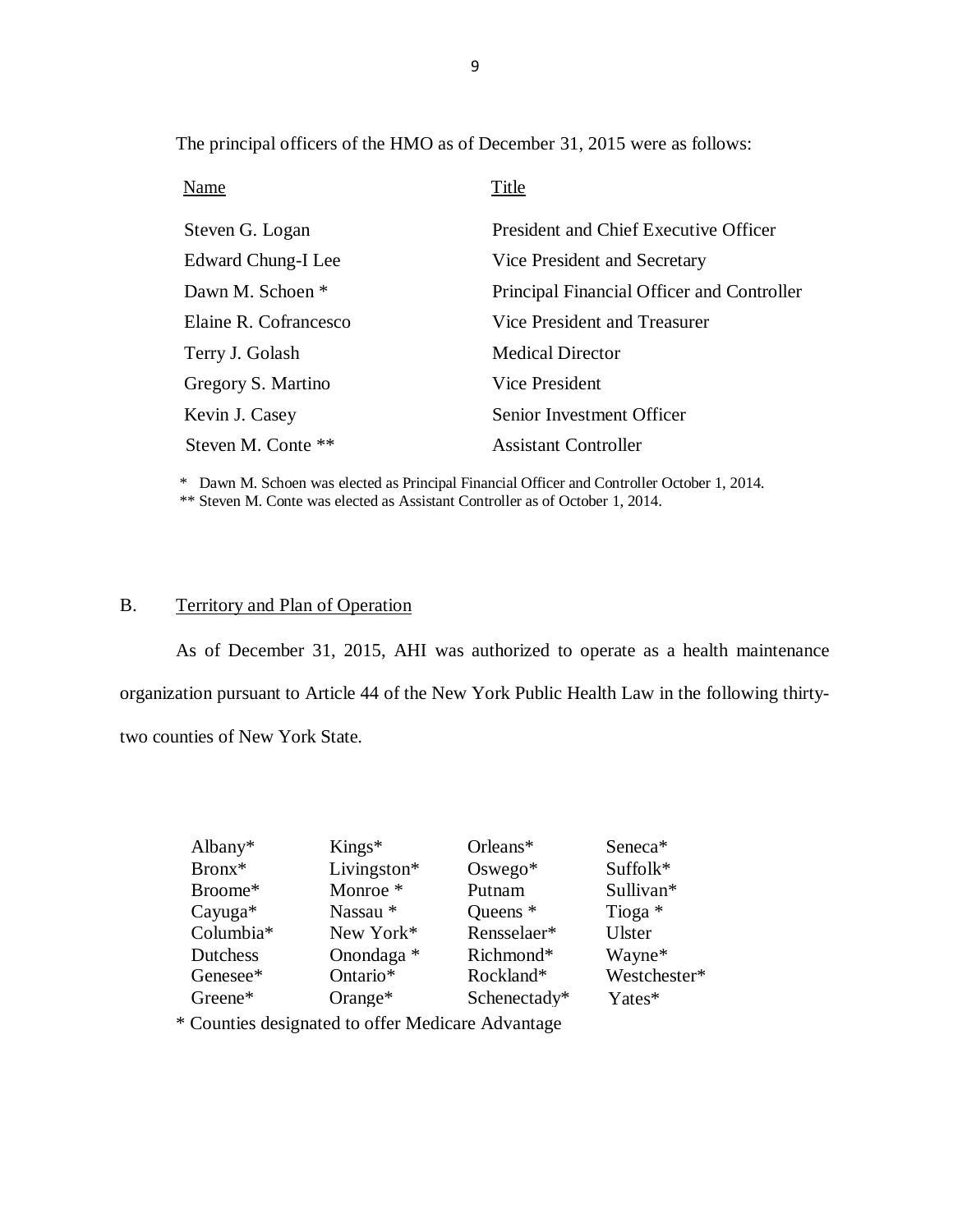The principal officers of the HMO as of December 31, 2015 were as follows:

| Name | Title |
| --- | --- |
| Steven G. Logan | President and Chief Executive Officer |
| Edward Chung-I Lee | Vice President and Secretary |
| Dawn M. Schoen * | Principal Financial Officer and Controller |
| Elaine R. Cofrancesco | Vice President and Treasurer |
| Terry J. Golash | Medical Director |
| Gregory S. Martino | Vice President |
| Kevin J. Casey | Senior Investment Officer |
| Steven M. Conte ** | Assistant Controller |

\* Dawn M. Schoen was elected as Principal Financial Officer and Controller October 1, 2014.
** Steven M. Conte was elected as Assistant Controller as of October 1, 2014.

## B. Territory and Plan of Operation

As of December 31, 2015, AHI was authorized to operate as a health maintenance organization pursuant to Article 44 of the New York Public Health Law in the following thirty-two counties of New York State.

| | | | |
| --- | --- | --- | --- |
| Albany* | Kings* | Orleans* | Seneca* |
| Bronx* | Livingston* | Oswego* | Suffolk* |
| Broome* | Monroe * | Putnam | Sullivan* |
| Cayuga* | Nassau * | Queens * | Tioga * |
| Columbia* | New York* | Rensselaer* | Ulster |
| Dutchess | Onondaga * | Richmond* | Wayne* |
| Genesee* | Ontario* | Rockland* | Westchester* |
| Greene* | Orange* | Schenectady* | Yates* |

\* Counties designated to offer Medicare Advantage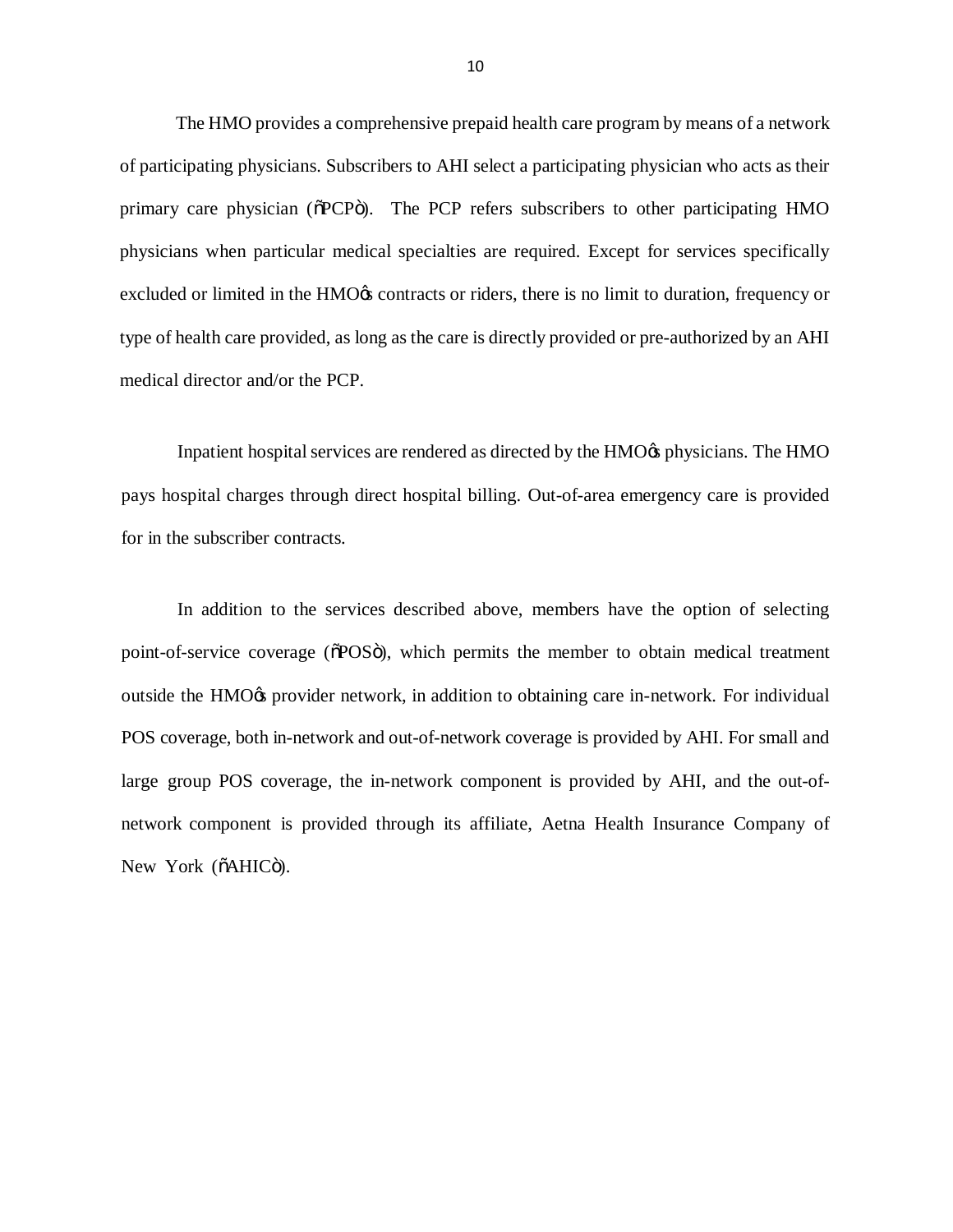The HMO provides a comprehensive prepaid health care program by means of a network of participating physicians. Subscribers to AHI select a participating physician who acts as their primary care physician ("PCP"). The PCP refers subscribers to other participating HMO physicians when particular medical specialties are required. Except for services specifically excluded or limited in the HMO's contracts or riders, there is no limit to duration, frequency or type of health care provided, as long as the care is directly provided or pre-authorized by an AHI medical director and/or the PCP.

Inpatient hospital services are rendered as directed by the HMO's physicians. The HMO pays hospital charges through direct hospital billing. Out-of-area emergency care is provided for in the subscriber contracts.

In addition to the services described above, members have the option of selecting point-of-service coverage ("POS"), which permits the member to obtain medical treatment outside the HMO's provider network, in addition to obtaining care in-network. For individual POS coverage, both in-network and out-of-network coverage is provided by AHI. For small and large group POS coverage, the in-network component is provided by AHI, and the out-of-network component is provided through its affiliate, Aetna Health Insurance Company of New York ("AHIC").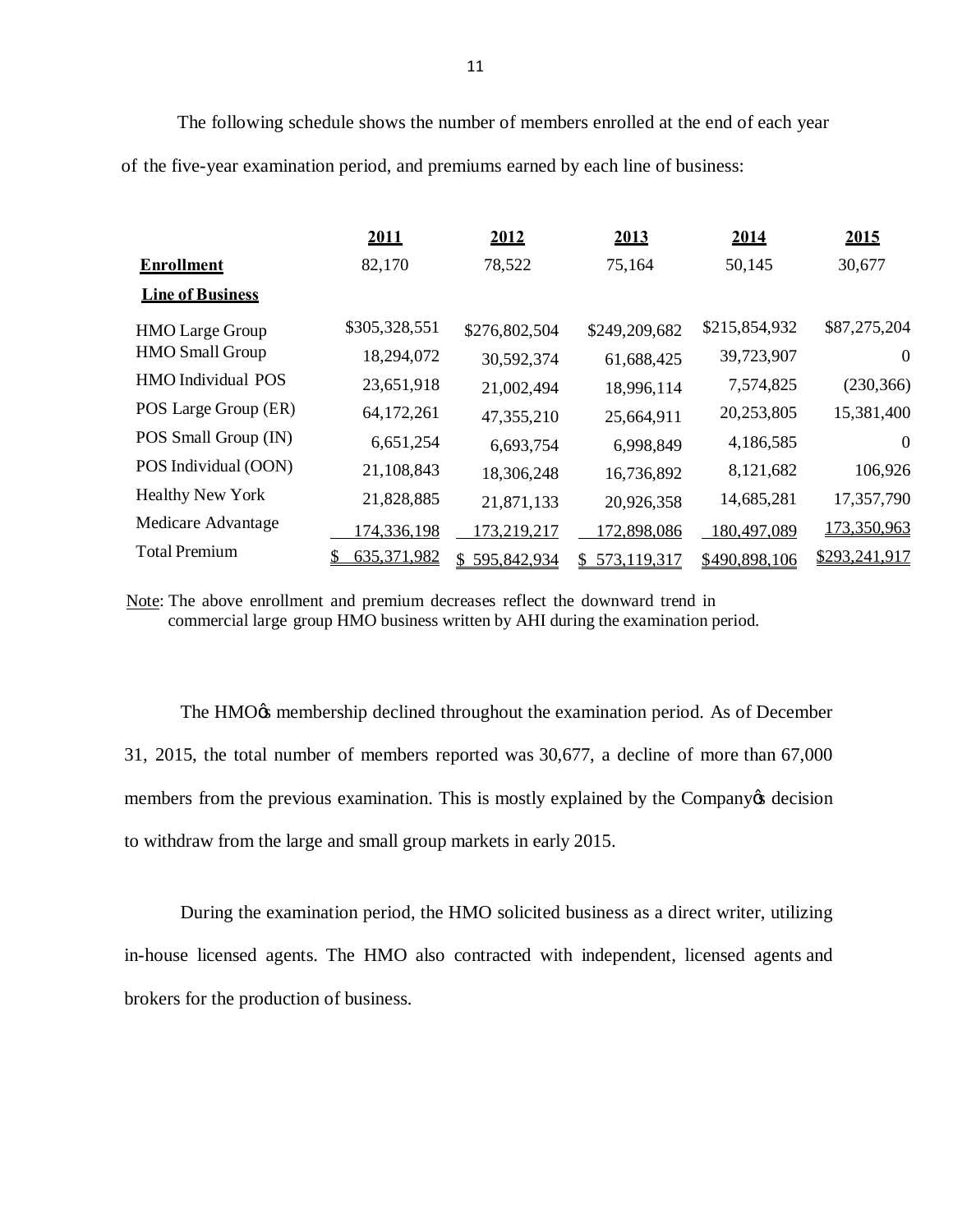The following schedule shows the number of members enrolled at the end of each year of the five-year examination period, and premiums earned by each line of business:

| | **2011** | **2012** | **2013** | **2014** | **2015** |
|---|---|---|---|---|---|
| **Enrollment** | 82,170 | 78,522 | 75,164 | 50,145 | 30,677 |
| **Line of Business** | | | | | |
| HMO Large Group | $305,328,551 | $276,802,504 | $249,209,682 | $215,854,932 | $87,275,204 |
| HMO Small Group | 18,294,072 | 30,592,374 | 61,688,425 | 39,723,907 | 0 |
| HMO Individual POS | 23,651,918 | 21,002,494 | 18,996,114 | 7,574,825 | (230,366) |
| POS Large Group (ER) | 64,172,261 | 47,355,210 | 25,664,911 | 20,253,805 | 15,381,400 |
| POS Small Group (IN) | 6,651,254 | 6,693,754 | 6,998,849 | 4,186,585 | 0 |
| POS Individual (OON) | 21,108,843 | 18,306,248 | 16,736,892 | 8,121,682 | 106,926 |
| Healthy New York | 21,828,885 | 21,871,133 | 20,926,358 | 14,685,281 | 17,357,790 |
| Medicare Advantage | 174,336,198 | 173,219,217 | 172,898,086 | 180,497,089 | 173,350,963 |
| Total Premium | $ 635,371,982 | $ 595,842,934 | $ 573,119,317 | $490,898,106 | $293,241,917 |

Note: The above enrollment and premium decreases reflect the downward trend in commercial large group HMO business written by AHI during the examination period.

The HMO's membership declined throughout the examination period. As of December 31, 2015, the total number of members reported was 30,677, a decline of more than 67,000 members from the previous examination. This is mostly explained by the Company's decision to withdraw from the large and small group markets in early 2015.

During the examination period, the HMO solicited business as a direct writer, utilizing in-house licensed agents. The HMO also contracted with independent, licensed agents and brokers for the production of business.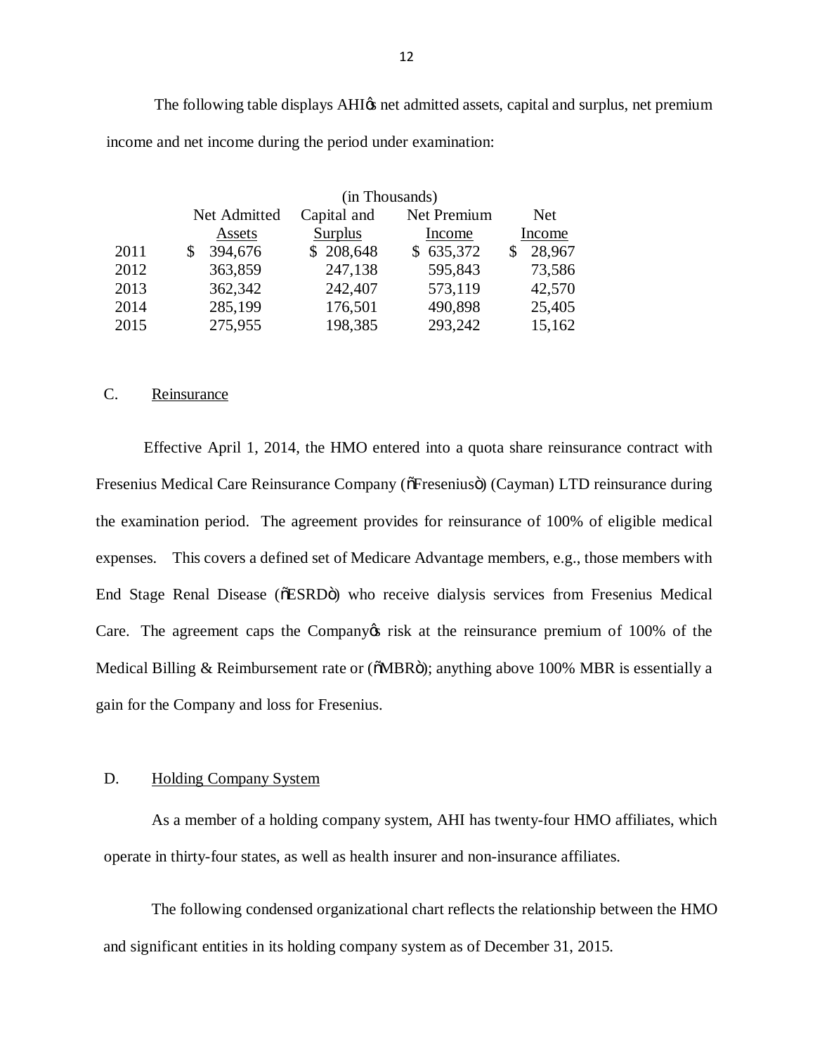The following table displays AHI's net admitted assets, capital and surplus, net premium income and net income during the period under examination:

| (in Thousands) | | | | |
|---|---|---|---|---|
| | Net Admitted Assets | Capital and Surplus | Net Premium Income | Net Income |
| 2011 | $ 394,676 | $ 208,648 | $ 635,372 | $ 28,967 |
| 2012 | 363,859 | 247,138 | 595,843 | 73,586 |
| 2013 | 362,342 | 242,407 | 573,119 | 42,570 |
| 2014 | 285,199 | 176,501 | 490,898 | 25,405 |
| 2015 | 275,955 | 198,385 | 293,242 | 15,162 |

## C. Reinsurance

Effective April 1, 2014, the HMO entered into a quota share reinsurance contract with Fresenius Medical Care Reinsurance Company ("Fresenius") (Cayman) LTD reinsurance during the examination period. The agreement provides for reinsurance of 100% of eligible medical expenses. This covers a defined set of Medicare Advantage members, e.g., those members with End Stage Renal Disease ("ESRD") who receive dialysis services from Fresenius Medical Care. The agreement caps the Company's risk at the reinsurance premium of 100% of the Medical Billing & Reimbursement rate or ("MBR"); anything above 100% MBR is essentially a gain for the Company and loss for Fresenius.

## D. Holding Company System

As a member of a holding company system, AHI has twenty-four HMO affiliates, which operate in thirty-four states, as well as health insurer and non-insurance affiliates.

The following condensed organizational chart reflects the relationship between the HMO and significant entities in its holding company system as of December 31, 2015.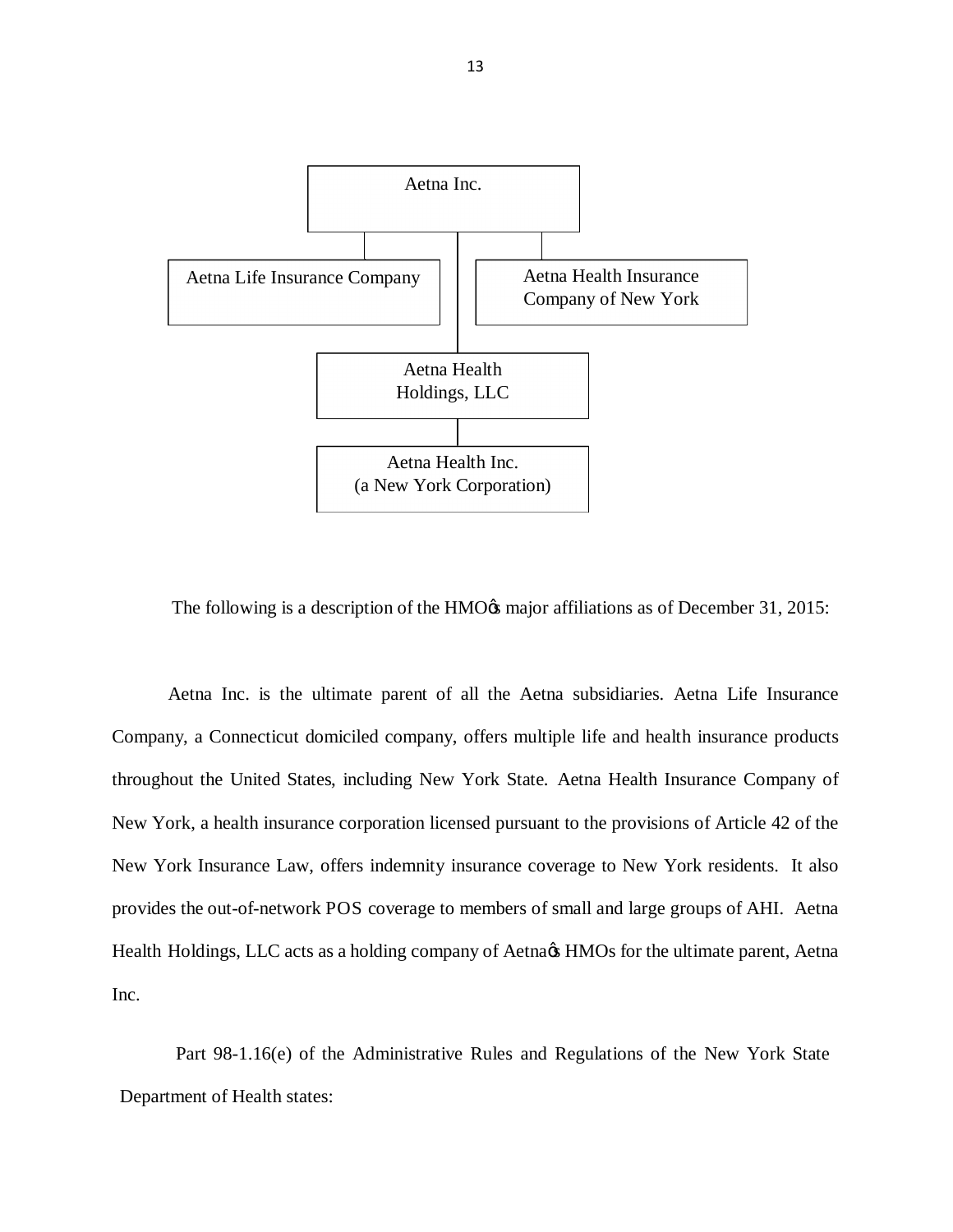Aetna Inc.

Aetna Life Insurance Company

Aetna Health Insurance Company of New York

Aetna Health Holdings, LLC

Aetna Health Inc. (a New York Corporation)

The following is a description of the HMO's major affiliations as of December 31, 2015:

Aetna Inc. is the ultimate parent of all the Aetna subsidiaries. Aetna Life Insurance Company, a Connecticut domiciled company, offers multiple life and health insurance products throughout the United States, including New York State. Aetna Health Insurance Company of New York, a health insurance corporation licensed pursuant to the provisions of Article 42 of the New York Insurance Law, offers indemnity insurance coverage to New York residents. It also provides the out-of-network POS coverage to members of small and large groups of AHI. Aetna Health Holdings, LLC acts as a holding company of Aetna's HMOs for the ultimate parent, Aetna Inc.

Part 98-1.16(e) of the Administrative Rules and Regulations of the New York State Department of Health states: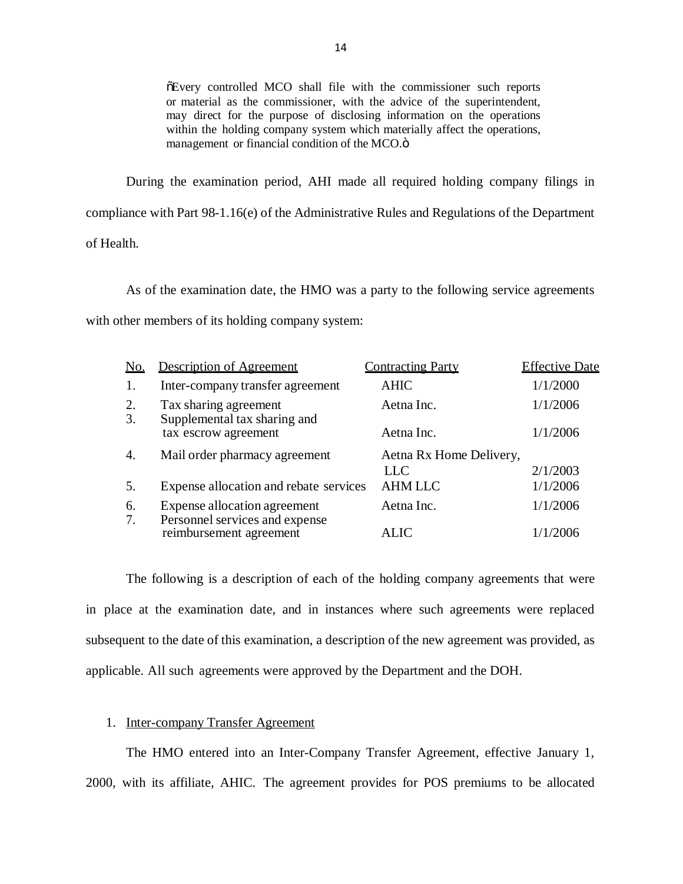> "Every controlled MCO shall file with the commissioner such reports or material as the commissioner, with the advice of the superintendent, may direct for the purpose of disclosing information on the operations within the holding company system which materially affect the operations, management or financial condition of the MCO."

During the examination period, AHI made all required holding company filings in compliance with Part 98-1.16(e) of the Administrative Rules and Regulations of the Department of Health.

As of the examination date, the HMO was a party to the following service agreements with other members of its holding company system:

| No. | Description of Agreement | Contracting Party | Effective Date |
|---|---|---|---|
| 1. | Inter-company transfer agreement | AHIC | 1/1/2000 |
| 2. | Tax sharing agreement | Aetna Inc. | 1/1/2006 |
| 3. | Supplemental tax sharing and tax escrow agreement | Aetna Inc. | 1/1/2006 |
| 4. | Mail order pharmacy agreement | Aetna Rx Home Delivery, LLC | 2/1/2003 |
| 5. | Expense allocation and rebate services | AHM LLC | 1/1/2006 |
| 6. | Expense allocation agreement | Aetna Inc. | 1/1/2006 |
| 7. | Personnel services and expense reimbursement agreement | ALIC | 1/1/2006 |

The following is a description of each of the holding company agreements that were in place at the examination date, and in instances where such agreements were replaced subsequent to the date of this examination, a description of the new agreement was provided, as applicable. All such agreements were approved by the Department and the DOH.

1. Inter-company Transfer Agreement

The HMO entered into an Inter-Company Transfer Agreement, effective January 1, 2000, with its affiliate, AHIC. The agreement provides for POS premiums to be allocated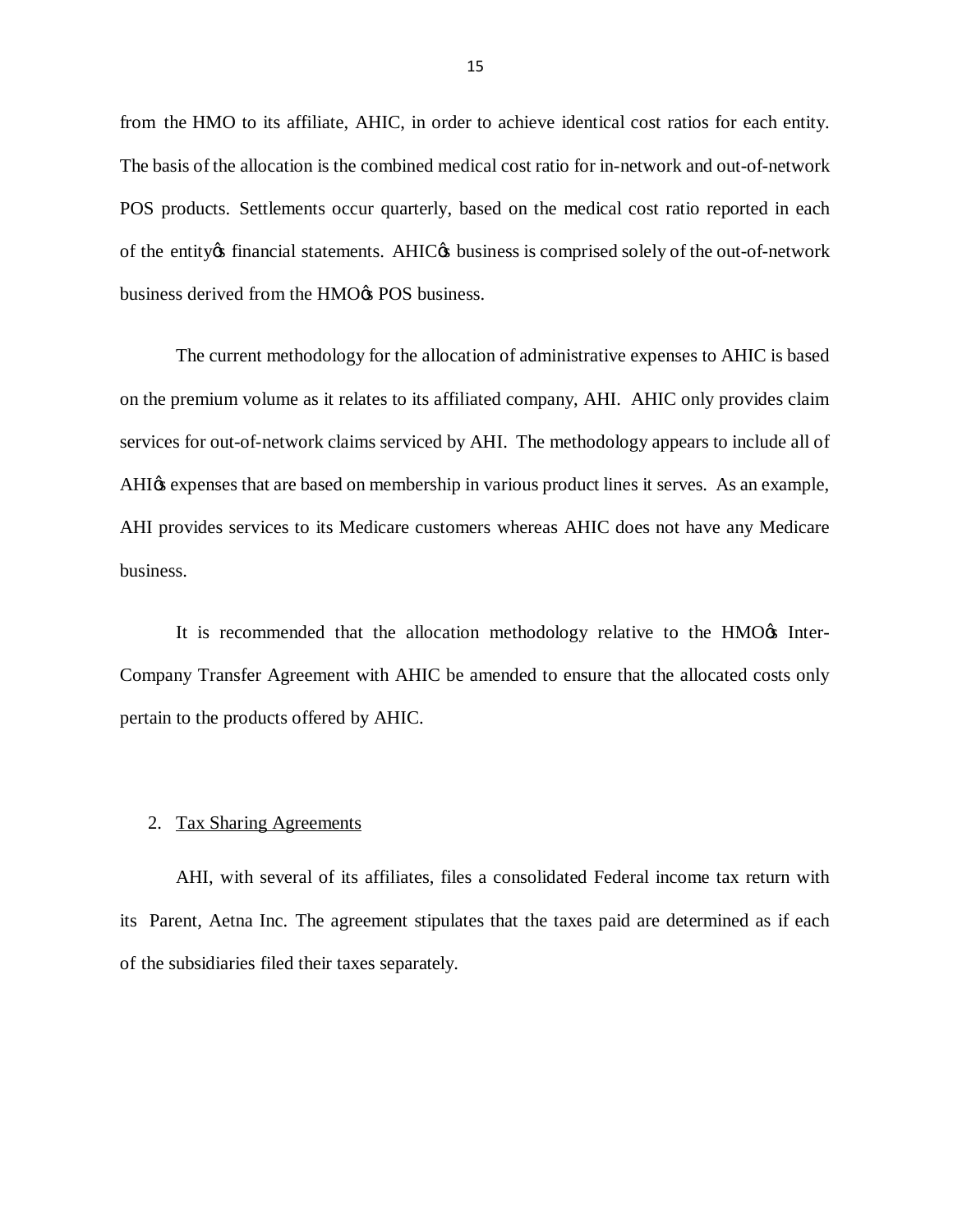from the HMO to its affiliate, AHIC, in order to achieve identical cost ratios for each entity. The basis of the allocation is the combined medical cost ratio for in-network and out-of-network POS products. Settlements occur quarterly, based on the medical cost ratio reported in each of the entityφs financial statements. AHICφs business is comprised solely of the out-of-network business derived from the HMOφs POS business.

The current methodology for the allocation of administrative expenses to AHIC is based on the premium volume as it relates to its affiliated company, AHI. AHIC only provides claim services for out-of-network claims serviced by AHI. The methodology appears to include all of AHIφs expenses that are based on membership in various product lines it serves. As an example, AHI provides services to its Medicare customers whereas AHIC does not have any Medicare business.

It is recommended that the allocation methodology relative to the HMOφs Inter-Company Transfer Agreement with AHIC be amended to ensure that the allocated costs only pertain to the products offered by AHIC.

2. Tax Sharing Agreements

AHI, with several of its affiliates, files a consolidated Federal income tax return with its Parent, Aetna Inc. The agreement stipulates that the taxes paid are determined as if each of the subsidiaries filed their taxes separately.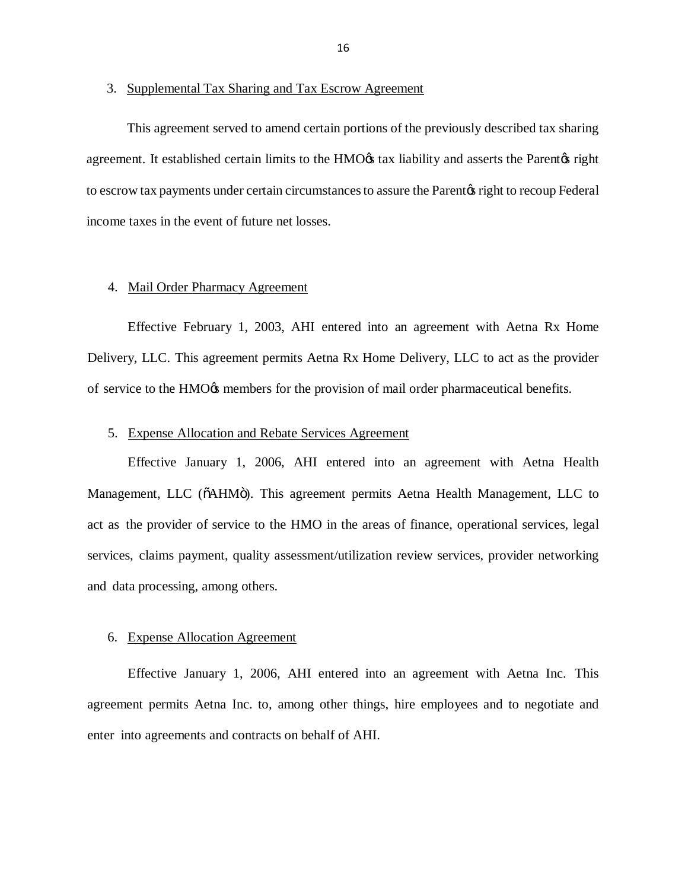3. Supplemental Tax Sharing and Tax Escrow Agreement

This agreement served to amend certain portions of the previously described tax sharing agreement. It established certain limits to the HMO's tax liability and asserts the Parent's right to escrow tax payments under certain circumstances to assure the Parent's right to recoup Federal income taxes in the event of future net losses.

4. Mail Order Pharmacy Agreement

Effective February 1, 2003, AHI entered into an agreement with Aetna Rx Home Delivery, LLC. This agreement permits Aetna Rx Home Delivery, LLC to act as the provider of service to the HMO's members for the provision of mail order pharmaceutical benefits.

5. Expense Allocation and Rebate Services Agreement

Effective January 1, 2006, AHI entered into an agreement with Aetna Health Management, LLC ("AHM"). This agreement permits Aetna Health Management, LLC to act as the provider of service to the HMO in the areas of finance, operational services, legal services, claims payment, quality assessment/utilization review services, provider networking and data processing, among others.

6. Expense Allocation Agreement

Effective January 1, 2006, AHI entered into an agreement with Aetna Inc. This agreement permits Aetna Inc. to, among other things, hire employees and to negotiate and enter into agreements and contracts on behalf of AHI.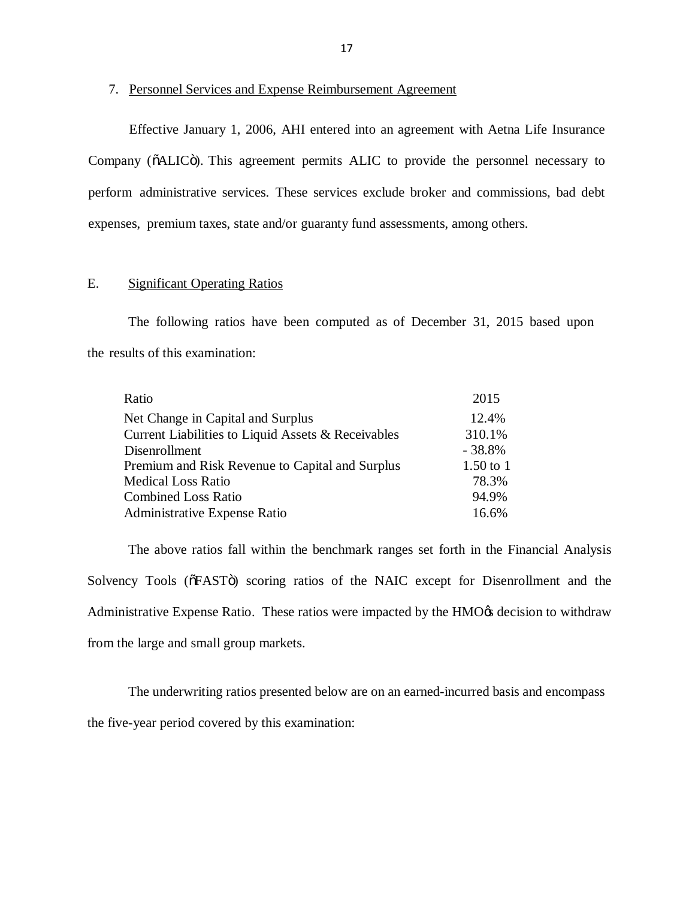7. Personnel Services and Expense Reimbursement Agreement

Effective January 1, 2006, AHI entered into an agreement with Aetna Life Insurance Company ("ALIC"). This agreement permits ALIC to provide the personnel necessary to perform administrative services. These services exclude broker and commissions, bad debt expenses, premium taxes, state and/or guaranty fund assessments, among others.

E. Significant Operating Ratios

The following ratios have been computed as of December 31, 2015 based upon the results of this examination:

| Ratio | 2015 |
|---|---|
| Net Change in Capital and Surplus | 12.4% |
| Current Liabilities to Liquid Assets & Receivables | 310.1% |
| Disenrollment | - 38.8% |
| Premium and Risk Revenue to Capital and Surplus | 1.50 to 1 |
| Medical Loss Ratio | 78.3% |
| Combined Loss Ratio | 94.9% |
| Administrative Expense Ratio | 16.6% |

The above ratios fall within the benchmark ranges set forth in the Financial Analysis Solvency Tools ("FAST") scoring ratios of the NAIC except for Disenrollment and the Administrative Expense Ratio. These ratios were impacted by the HMO's decision to withdraw from the large and small group markets.

The underwriting ratios presented below are on an earned-incurred basis and encompass the five-year period covered by this examination: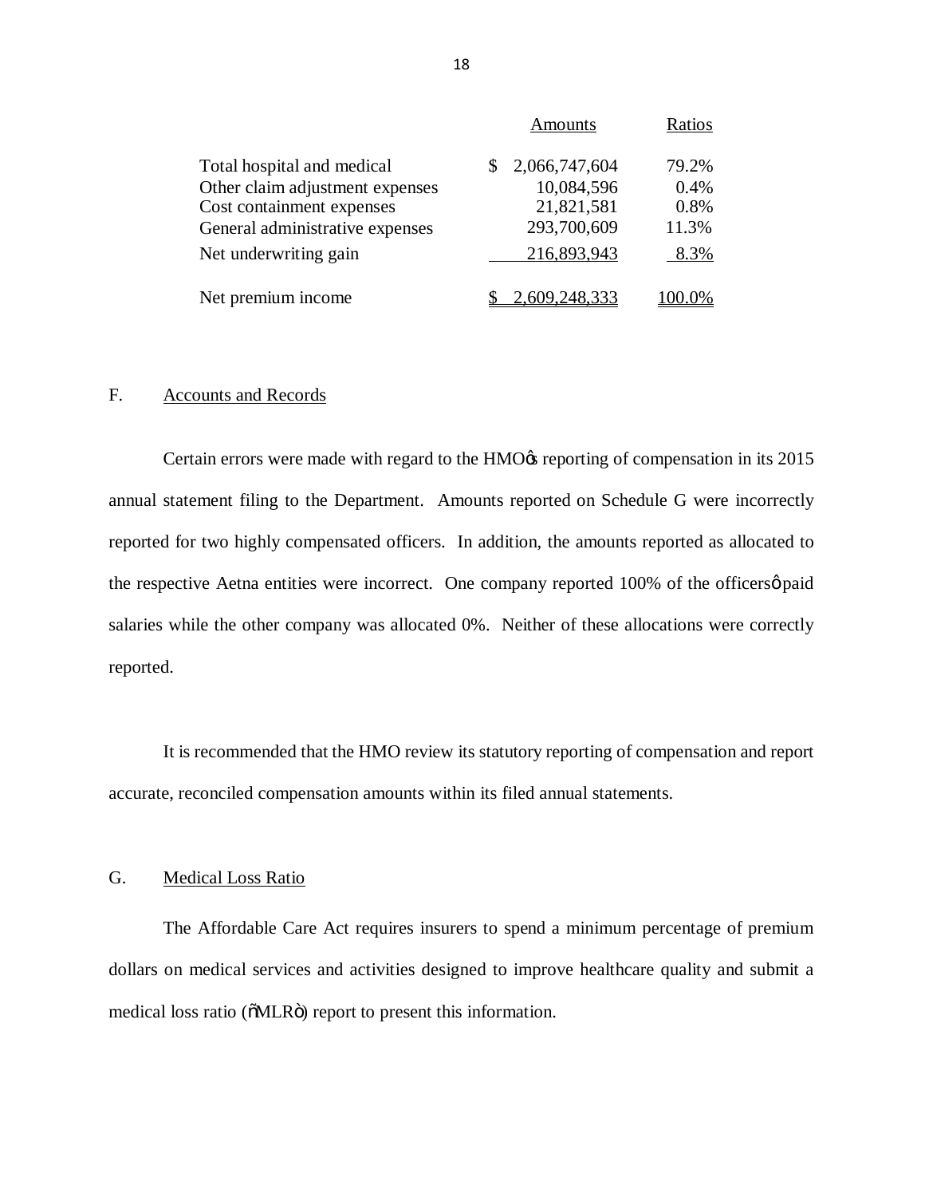| | Amounts | Ratios |
|---|---|---|
| Total hospital and medical | $ 2,066,747,604 | 79.2% |
| Other claim adjustment expenses | 10,084,596 | 0.4% |
| Cost containment expenses | 21,821,581 | 0.8% |
| General administrative expenses | 293,700,609 | 11.3% |
| Net underwriting gain | 216,893,943 | 8.3% |
| Net premium income | $ 2,609,248,333 | 100.0% |

## F. Accounts and Records

Certain errors were made with regard to the HMO's reporting of compensation in its 2015 annual statement filing to the Department. Amounts reported on Schedule G were incorrectly reported for two highly compensated officers. In addition, the amounts reported as allocated to the respective Aetna entities were incorrect. One company reported 100% of the officers' paid salaries while the other company was allocated 0%. Neither of these allocations were correctly reported.

It is recommended that the HMO review its statutory reporting of compensation and report accurate, reconciled compensation amounts within its filed annual statements.

## G. Medical Loss Ratio

The Affordable Care Act requires insurers to spend a minimum percentage of premium dollars on medical services and activities designed to improve healthcare quality and submit a medical loss ratio ("MLR") report to present this information.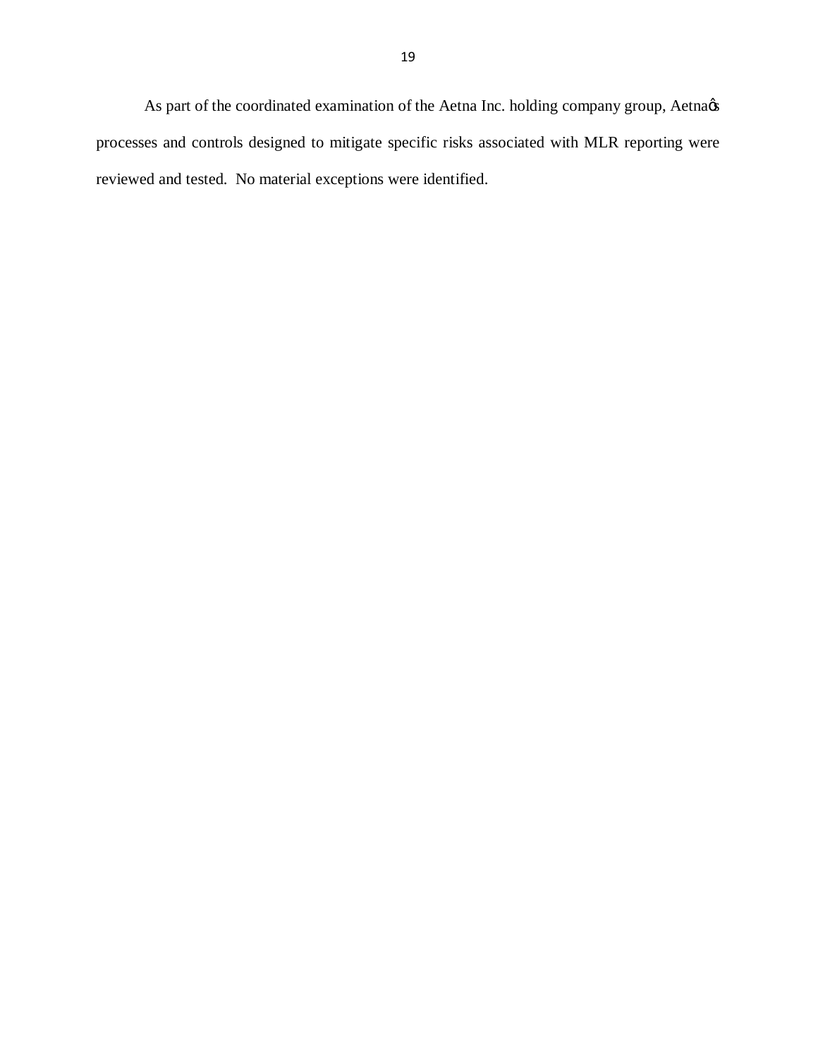As part of the coordinated examination of the Aetna Inc. holding company group, Aetna's processes and controls designed to mitigate specific risks associated with MLR reporting were reviewed and tested. No material exceptions were identified.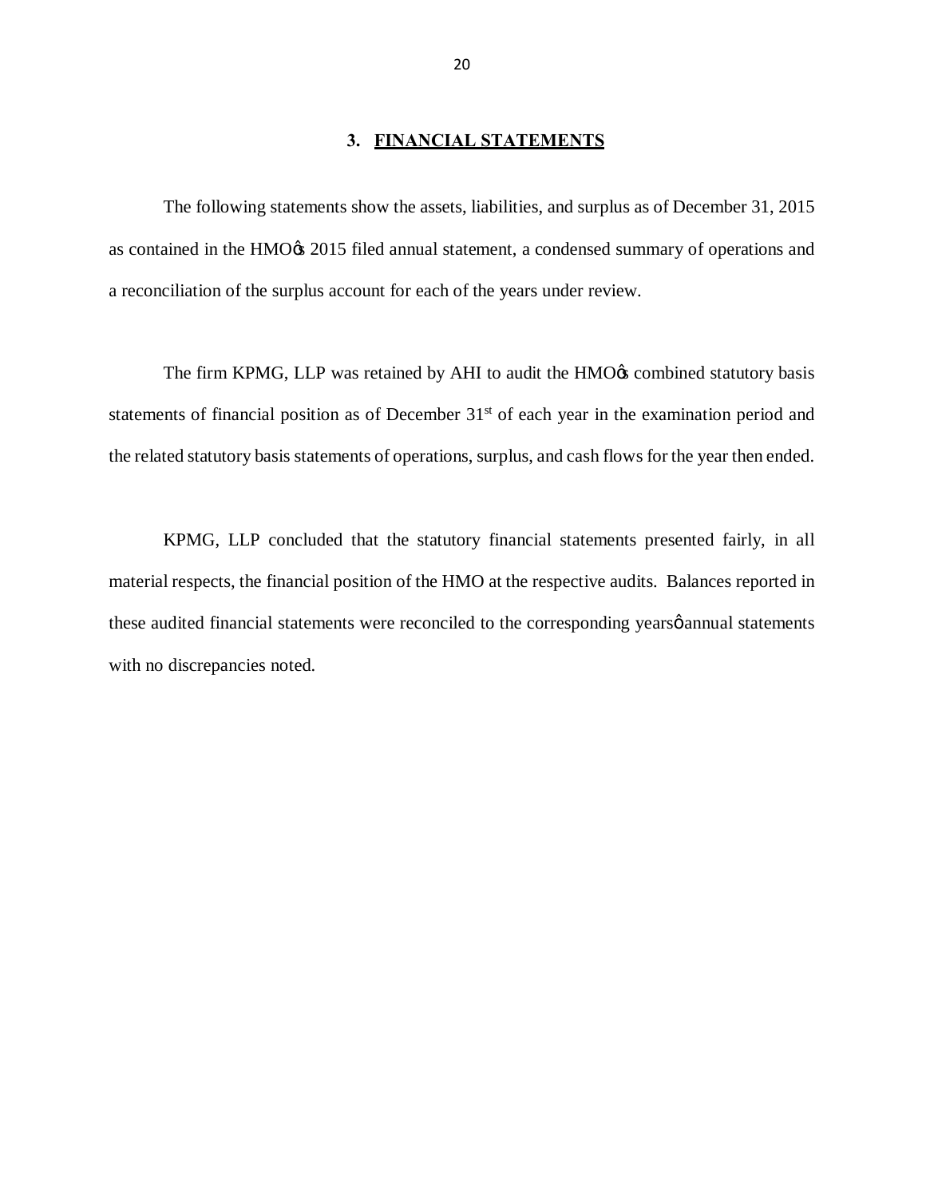## 3. FINANCIAL STATEMENTS

The following statements show the assets, liabilities, and surplus as of December 31, 2015 as contained in the HMO's 2015 filed annual statement, a condensed summary of operations and a reconciliation of the surplus account for each of the years under review.

The firm KPMG, LLP was retained by AHI to audit the HMO's combined statutory basis statements of financial position as of December 31st of each year in the examination period and the related statutory basis statements of operations, surplus, and cash flows for the year then ended.

KPMG, LLP concluded that the statutory financial statements presented fairly, in all material respects, the financial position of the HMO at the respective audits. Balances reported in these audited financial statements were reconciled to the corresponding years' annual statements with no discrepancies noted.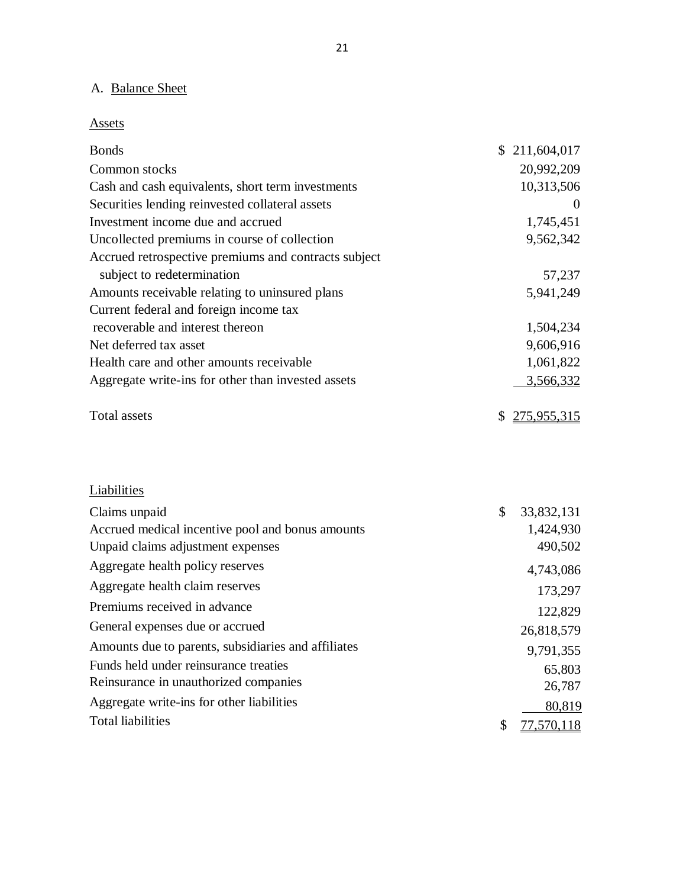A. Balance Sheet

Assets

| | |
|---|---|
| Bonds | $ 211,604,017 |
| Common stocks | 20,992,209 |
| Cash and cash equivalents, short term investments | 10,313,506 |
| Securities lending reinvested collateral assets | 0 |
| Investment income due and accrued | 1,745,451 |
| Uncollected premiums in course of collection | 9,562,342 |
| Accrued retrospective premiums and contracts subject subject to redetermination | 57,237 |
| Amounts receivable relating to uninsured plans | 5,941,249 |
| Current federal and foreign income tax recoverable and interest thereon | 1,504,234 |
| Net deferred tax asset | 9,606,916 |
| Health care and other amounts receivable | 1,061,822 |
| Aggregate write-ins for other than invested assets | 3,566,332 |
| Total assets | $ 275,955,315 |

Liabilities

| | |
|---|---|
| Claims unpaid | $ 33,832,131 |
| Accrued medical incentive pool and bonus amounts | 1,424,930 |
| Unpaid claims adjustment expenses | 490,502 |
| Aggregate health policy reserves | 4,743,086 |
| Aggregate health claim reserves | 173,297 |
| Premiums received in advance | 122,829 |
| General expenses due or accrued | 26,818,579 |
| Amounts due to parents, subsidiaries and affiliates | 9,791,355 |
| Funds held under reinsurance treaties | 65,803 |
| Reinsurance in unauthorized companies | 26,787 |
| Aggregate write-ins for other liabilities | 80,819 |
| Total liabilities | $ 77,570,118 |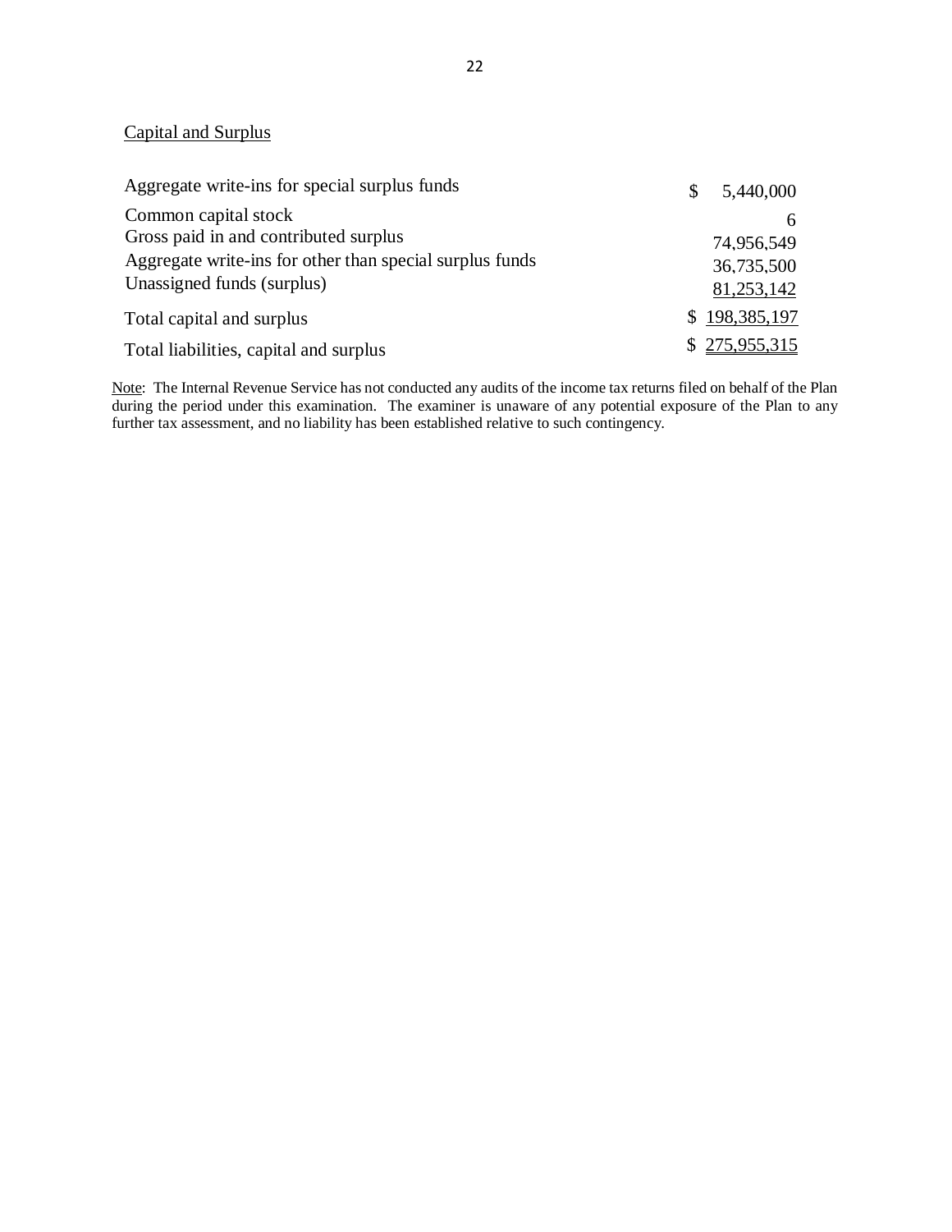Capital and Surplus

| | |
|---|---|
| Aggregate write-ins for special surplus funds | $ 5,440,000 |
| Common capital stock | 6 |
| Gross paid in and contributed surplus | 74,956,549 |
| Aggregate write-ins for other than special surplus funds | 36,735,500 |
| Unassigned funds (surplus) | 81,253,142 |
| Total capital and surplus | $ 198,385,197 |
| Total liabilities, capital and surplus | $ 275,955,315 |

Note: The Internal Revenue Service has not conducted any audits of the income tax returns filed on behalf of the Plan during the period under this examination. The examiner is unaware of any potential exposure of the Plan to any further tax assessment, and no liability has been established relative to such contingency.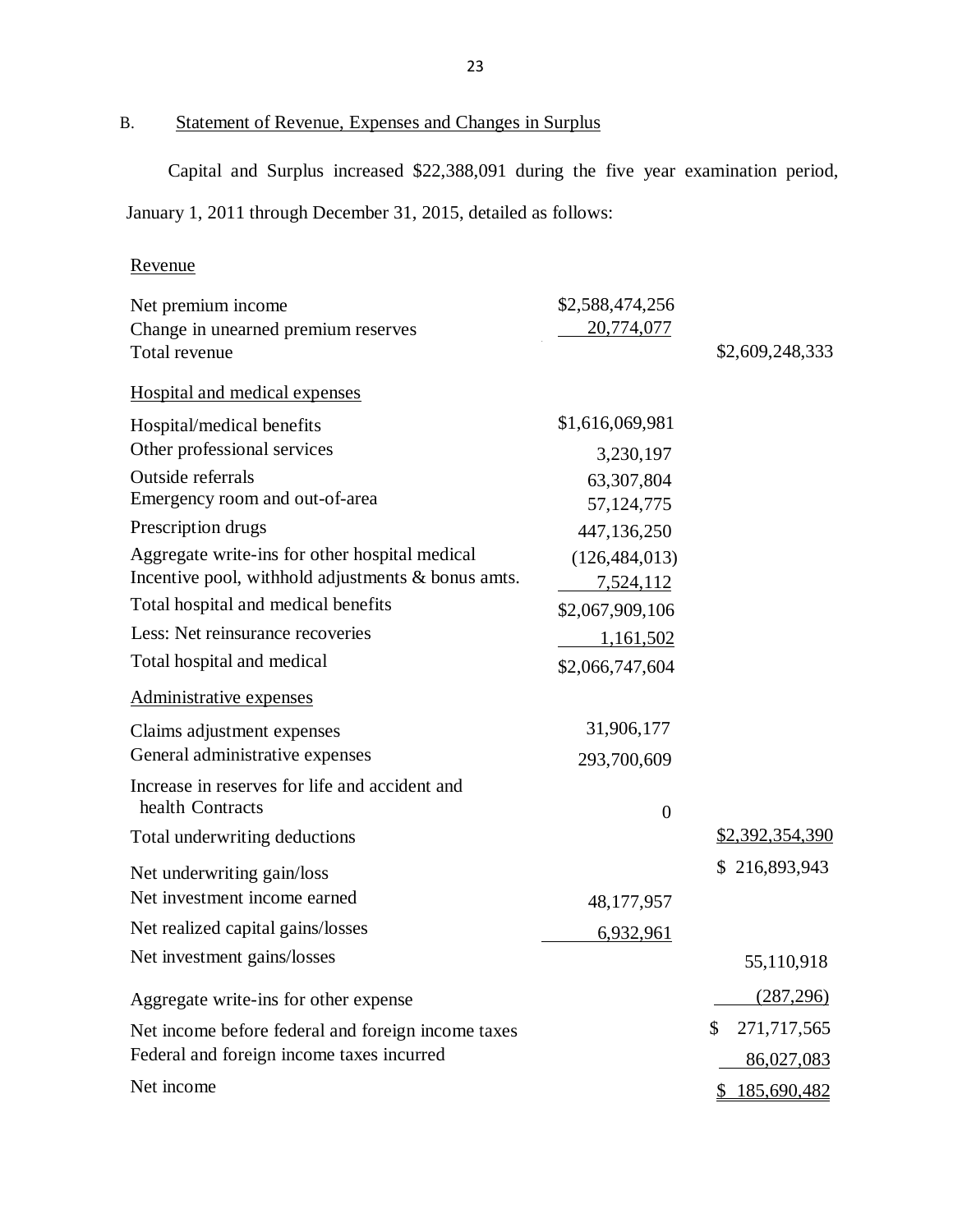## B. Statement of Revenue, Expenses and Changes in Surplus

Capital and Surplus increased $22,388,091 during the five year examination period, January 1, 2011 through December 31, 2015, detailed as follows:

| | | |
|---|---|---|
| Revenue | | |
| Net premium income | $2,588,474,256 | |
| Change in unearned premium reserves | 20,774,077 | |
| Total revenue | | $2,609,248,333 |
| Hospital and medical expenses | | |
| Hospital/medical benefits | $1,616,069,981 | |
| Other professional services | 3,230,197 | |
| Outside referrals | 63,307,804 | |
| Emergency room and out-of-area | 57,124,775 | |
| Prescription drugs | 447,136,250 | |
| Aggregate write-ins for other hospital medical | (126,484,013) | |
| Incentive pool, withhold adjustments & bonus amts. | 7,524,112 | |
| Total hospital and medical benefits | $2,067,909,106 | |
| Less: Net reinsurance recoveries | 1,161,502 | |
| Total hospital and medical | $2,066,747,604 | |
| Administrative expenses | | |
| Claims adjustment expenses | 31,906,177 | |
| General administrative expenses | 293,700,609 | |
| Increase in reserves for life and accident and health Contracts | 0 | |
| Total underwriting deductions | | $2,392,354,390 |
| Net underwriting gain/loss | | $ 216,893,943 |
| Net investment income earned | 48,177,957 | |
| Net realized capital gains/losses | 6,932,961 | |
| Net investment gains/losses | | 55,110,918 |
| Aggregate write-ins for other expense | | (287,296) |
| Net income before federal and foreign income taxes | | $ 271,717,565 |
| Federal and foreign income taxes incurred | | 86,027,083 |
| Net income | | $ 185,690,482 |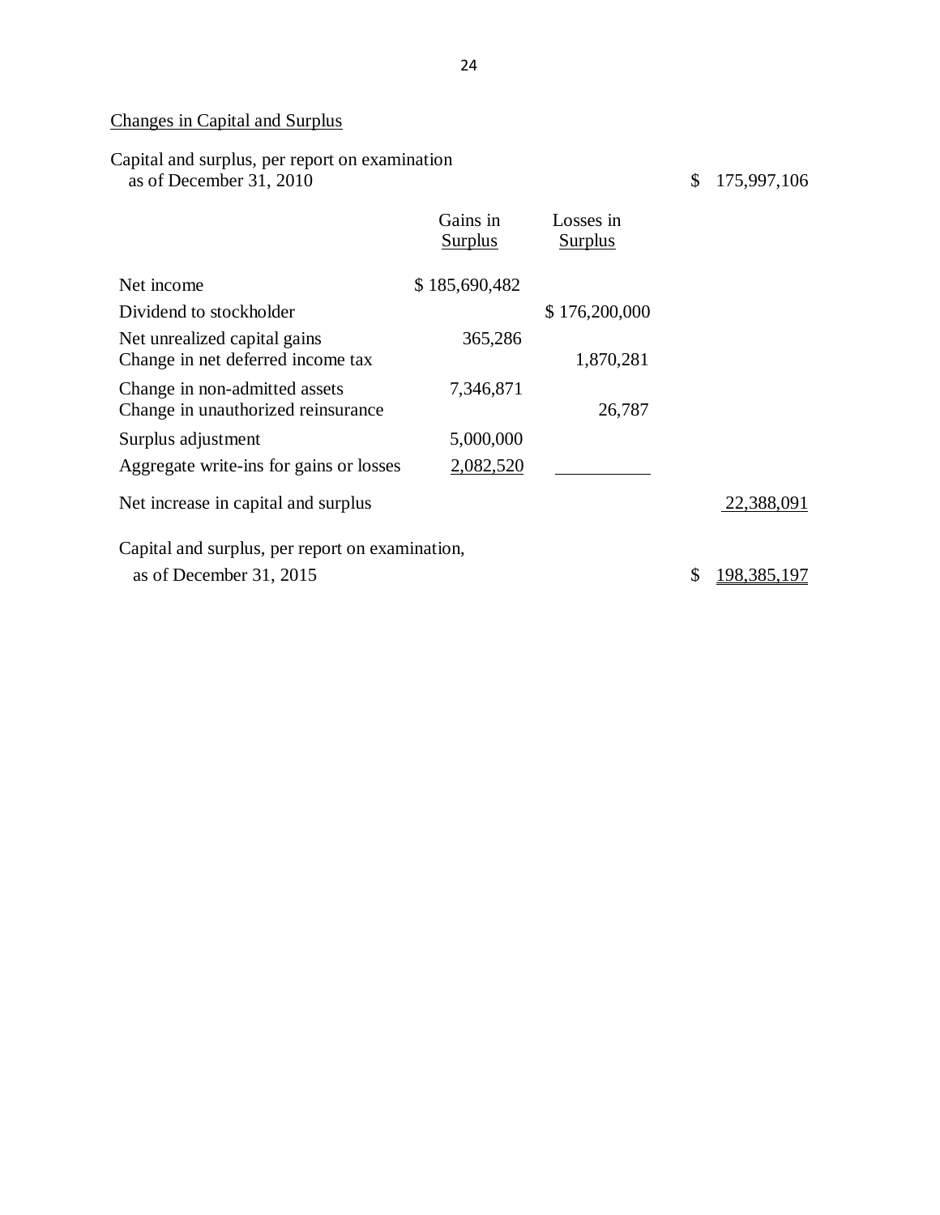## Changes in Capital and Surplus

| | Gains in Surplus | Losses in Surplus | |
|---|---|---|---|
| Capital and surplus, per report on examination as of December 31, 2010 | | | $ 175,997,106 |
| Net income | $ 185,690,482 | | |
| Dividend to stockholder | | $ 176,200,000 | |
| Net unrealized capital gains | 365,286 | | |
| Change in net deferred income tax | | 1,870,281 | |
| Change in non-admitted assets | 7,346,871 | | |
| Change in unauthorized reinsurance | | 26,787 | |
| Surplus adjustment | 5,000,000 | | |
| Aggregate write-ins for gains or losses | 2,082,520 | | |
| Net increase in capital and surplus | | | 22,388,091 |
| Capital and surplus, per report on examination, as of December 31, 2015 | | | $ 198,385,197 |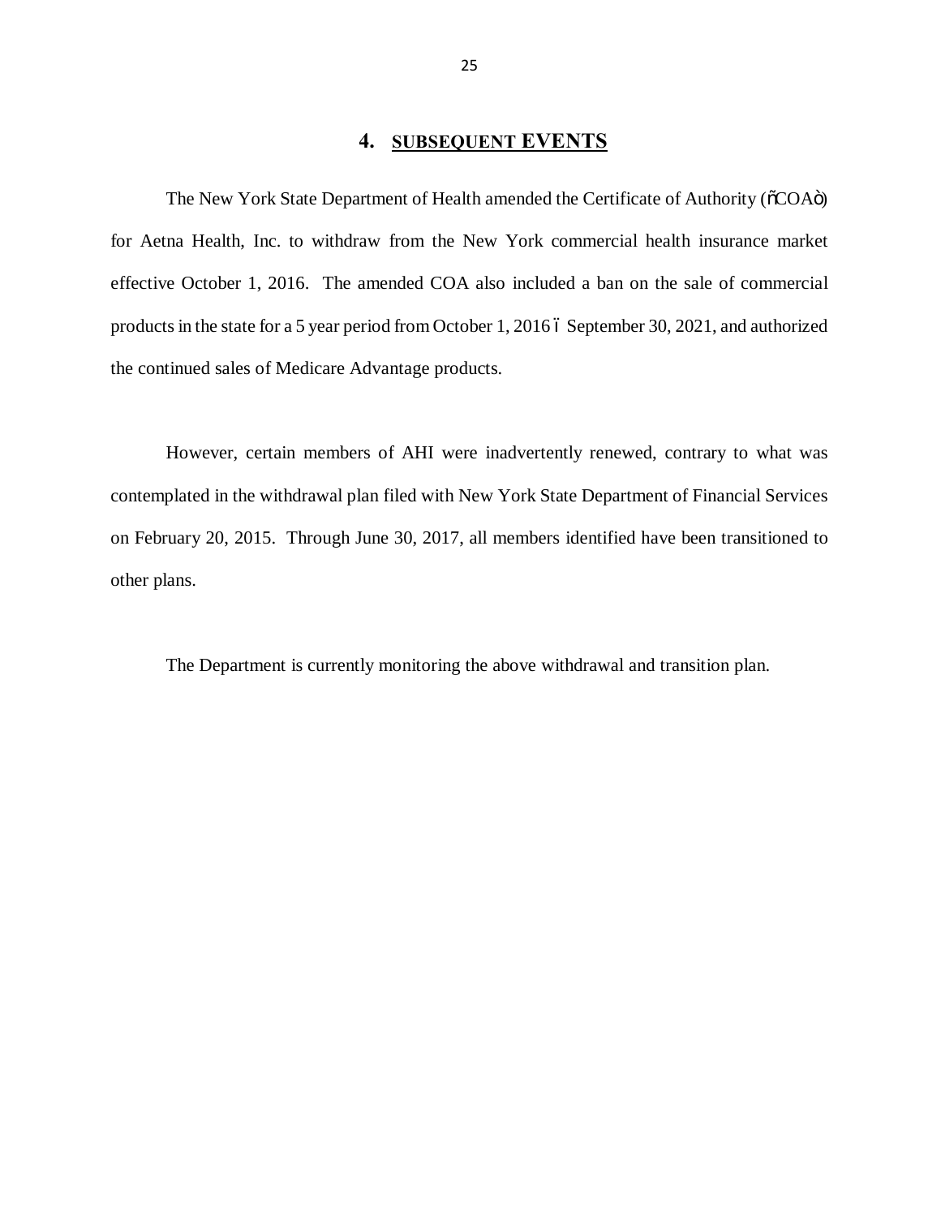## 4. SUBSEQUENT EVENTS

The New York State Department of Health amended the Certificate of Authority ("COA") for Aetna Health, Inc. to withdraw from the New York commercial health insurance market effective October 1, 2016. The amended COA also included a ban on the sale of commercial products in the state for a 5 year period from October 1, 2016 – September 30, 2021, and authorized the continued sales of Medicare Advantage products.

However, certain members of AHI were inadvertently renewed, contrary to what was contemplated in the withdrawal plan filed with New York State Department of Financial Services on February 20, 2015. Through June 30, 2017, all members identified have been transitioned to other plans.

The Department is currently monitoring the above withdrawal and transition plan.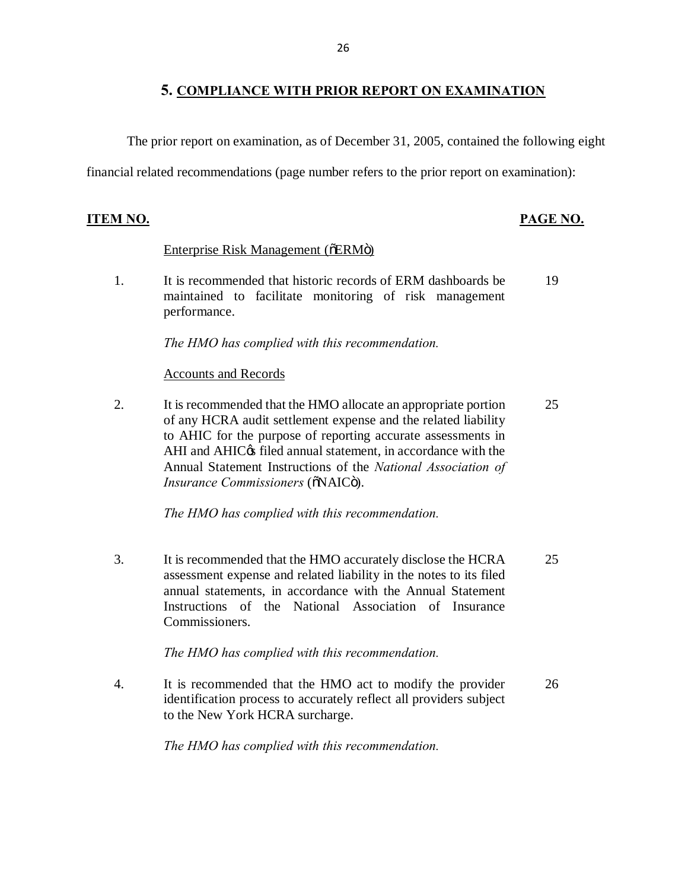## 5. COMPLIANCE WITH PRIOR REPORT ON EXAMINATION

The prior report on examination, as of December 31, 2005, contained the following eight financial related recommendations (page number refers to the prior report on examination):

| ITEM NO. | | PAGE NO. |
|---|---|---|
| | Enterprise Risk Management ("ERM") | |
| 1. | It is recommended that historic records of ERM dashboards be maintained to facilitate monitoring of risk management performance.<br><br>*The HMO has complied with this recommendation.* | 19 |
| | Accounts and Records | |
| 2. | It is recommended that the HMO allocate an appropriate portion of any HCRA audit settlement expense and the related liability to AHIC for the purpose of reporting accurate assessments in AHI and AHIC's filed annual statement, in accordance with the Annual Statement Instructions of the *National Association of Insurance Commissioners* ("NAIC").<br><br>*The HMO has complied with this recommendation.* | 25 |
| 3. | It is recommended that the HMO accurately disclose the HCRA assessment expense and related liability in the notes to its filed annual statements, in accordance with the Annual Statement Instructions of the National Association of Insurance Commissioners.<br><br>*The HMO has complied with this recommendation.* | 25 |
| 4. | It is recommended that the HMO act to modify the provider identification process to accurately reflect all providers subject to the New York HCRA surcharge.<br><br>*The HMO has complied with this recommendation.* | 26 |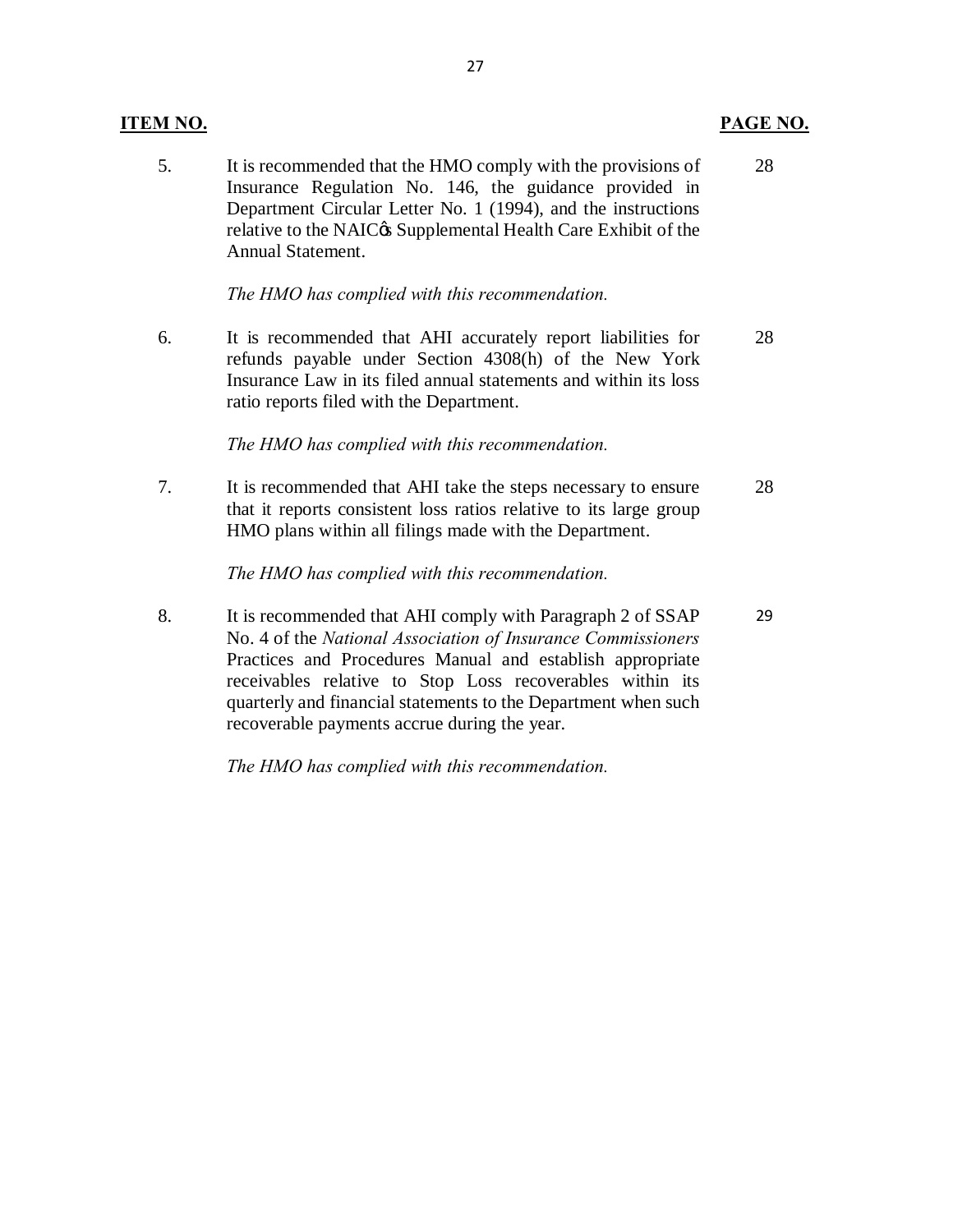| ITEM NO. | | PAGE NO. |
|---|---|---|
| 5. | It is recommended that the HMO comply with the provisions of Insurance Regulation No. 146, the guidance provided in Department Circular Letter No. 1 (1994), and the instructions relative to the NAIC's Supplemental Health Care Exhibit of the Annual Statement.<br><br>*The HMO has complied with this recommendation.* | 28 |
| 6. | It is recommended that AHI accurately report liabilities for refunds payable under Section 4308(h) of the New York Insurance Law in its filed annual statements and within its loss ratio reports filed with the Department.<br><br>*The HMO has complied with this recommendation.* | 28 |
| 7. | It is recommended that AHI take the steps necessary to ensure that it reports consistent loss ratios relative to its large group HMO plans within all filings made with the Department.<br><br>*The HMO has complied with this recommendation.* | 28 |
| 8. | It is recommended that AHI comply with Paragraph 2 of SSAP No. 4 of the *National Association of Insurance Commissioners* Practices and Procedures Manual and establish appropriate receivables relative to Stop Loss recoverables within its quarterly and financial statements to the Department when such recoverable payments accrue during the year.<br><br>*The HMO has complied with this recommendation.* | 29 |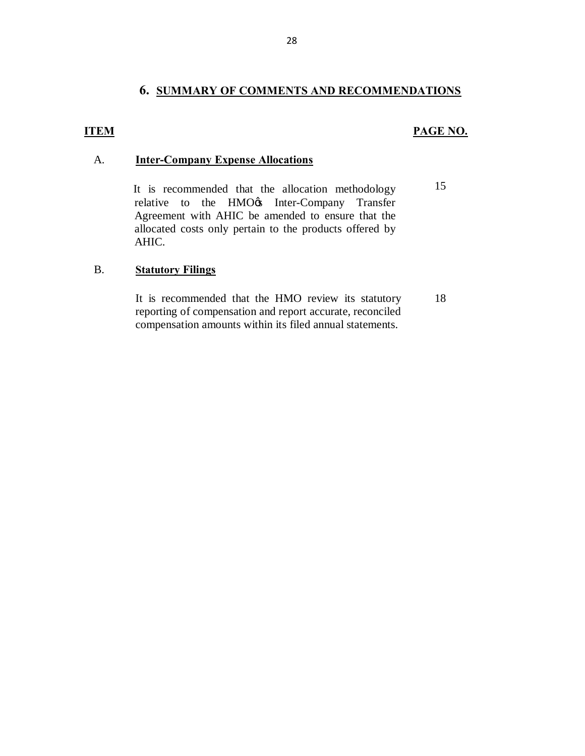## 6. SUMMARY OF COMMENTS AND RECOMMENDATIONS

| ITEM | | PAGE NO. |
|---|---|---|
| A. | **Inter-Company Expense Allocations** | |
| | It is recommended that the allocation methodology relative to the HMO's Inter-Company Transfer Agreement with AHIC be amended to ensure that the allocated costs only pertain to the products offered by AHIC. | 15 |
| B. | **Statutory Filings** | |
| | It is recommended that the HMO review its statutory reporting of compensation and report accurate, reconciled compensation amounts within its filed annual statements. | 18 |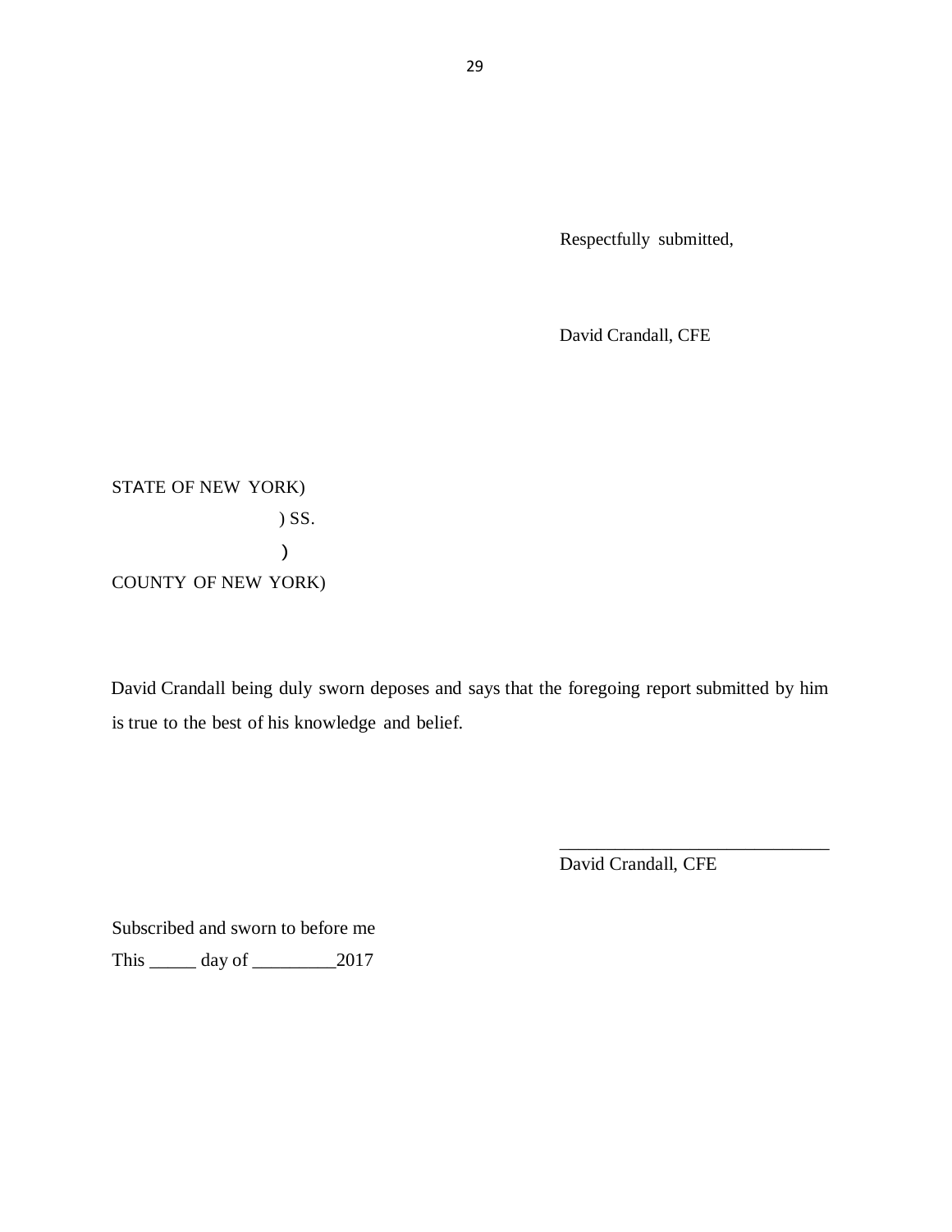Respectfully submitted,

David Crandall, CFE

STATE OF NEW YORK)

) SS.

)

COUNTY OF NEW YORK)

David Crandall being duly sworn deposes and says that the foregoing report submitted by him is true to the best of his knowledge and belief.

_____________________________

David Crandall, CFE

Subscribed and sworn to before me

This _____ day of _________2017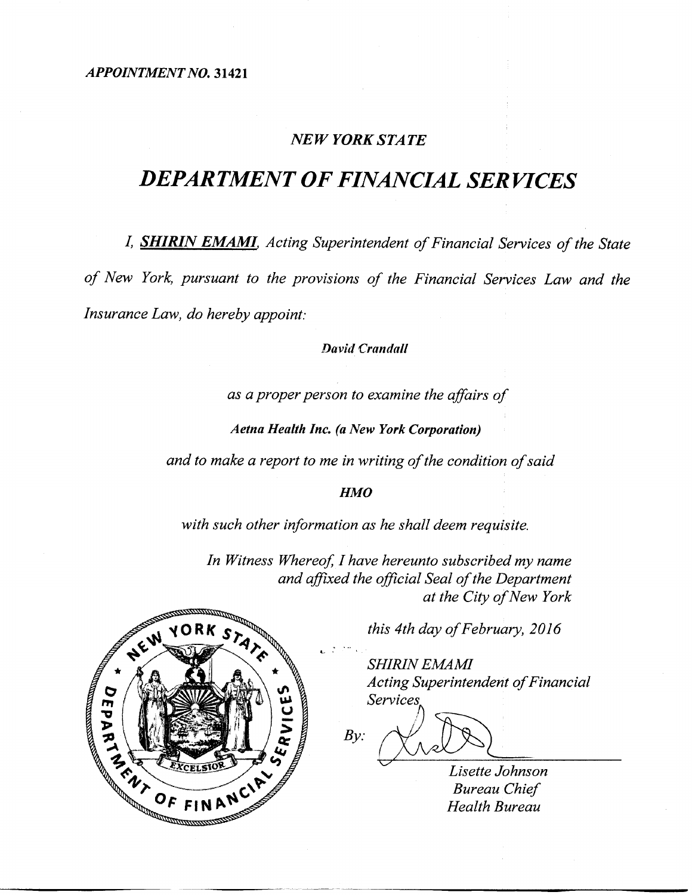*APPOINTMENT NO.* **31421**

## *NEW YORK STATE*

# *DEPARTMENT OF FINANCIAL SERVICES*

*I,* ***SHIRIN EMAMI****, Acting Superintendent of Financial Services of the State of New York, pursuant to the provisions of the Financial Services Law and the Insurance Law, do hereby appoint:*

***David Crandall***

*as a proper person to examine the affairs of*

***Aetna Health Inc. (a New York Corporation)***

*and to make a report to me in writing of the condition of said*

***HMO***

*with such other information as he shall deem requisite.*

*In Witness Whereof, I have hereunto subscribed my name and affixed the official Seal of the Department at the City of New York*

*this 4th day of February, 2016*

*SHIRIN EMAMI*
*Acting Superintendent of Financial Services*

*By:*

*Lisette Johnson*
*Bureau Chief*
*Health Bureau*

NEW YORK STATE DEPARTMENT OF FINANCIAL SERVICES
EXCELSIOR